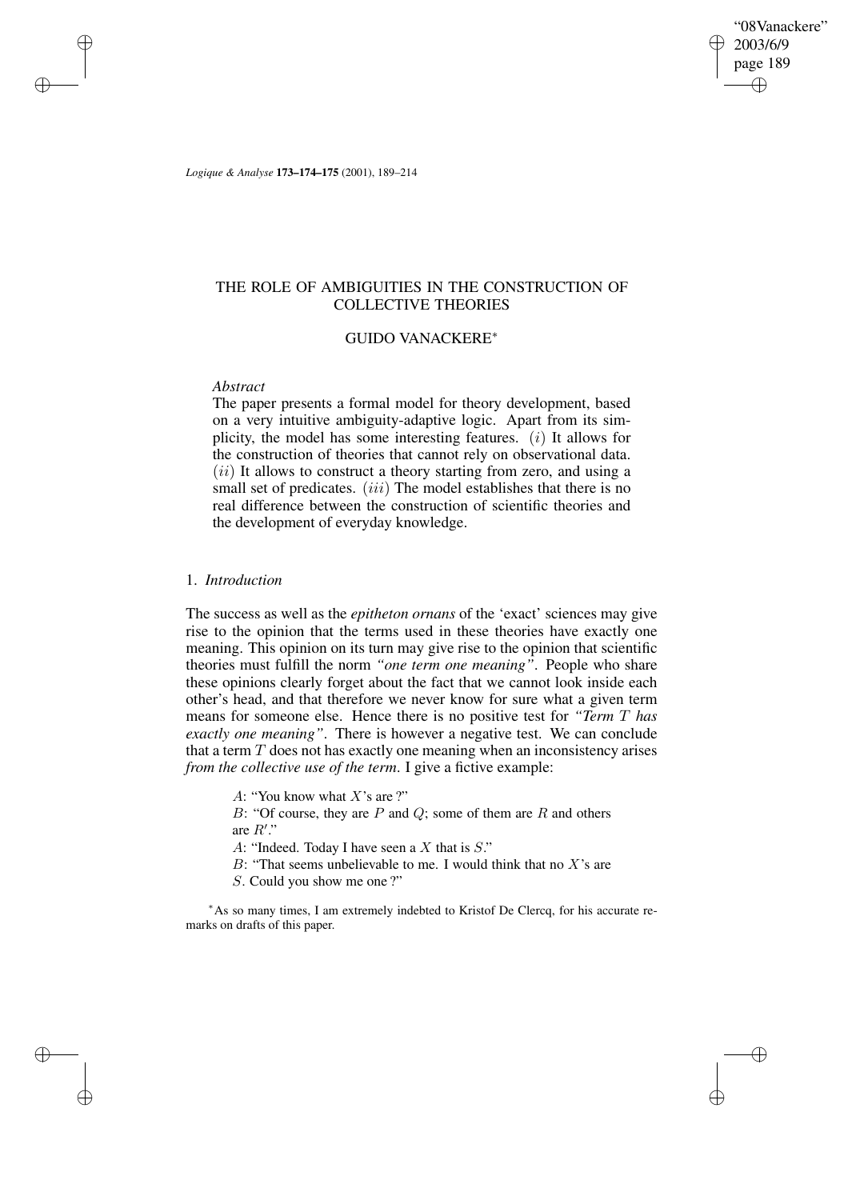# THE ROLE OF AMBIGUITIES IN THE CONSTRUCTION OF COLLECTIVE THEORIES

## GUIDO VANACKERE*

*Abstract*

The paper presents a formal model for theory development, based on a very intuitive ambiguity-adaptive logic. Apart from its simplicity, the model has some interesting features. $(i)$ It allows for the construction of theories that cannot rely on observational data. $(ii)$ It allows to construct a theory starting from zero, and using a small set of predicates. $(iii)$ The model establishes that there is no real difference between the construction of scientific theories and the development of everyday knowledge.

### 1. *Introduction*

The success as well as the *epitheton ornans* of the 'exact' sciences may give rise to the opinion that the terms used in these theories have exactly one meaning. This opinion on its turn may give rise to the opinion that scientific theories must fulfill the norm *"one term one meaning"*. People who share these opinions clearly forget about the fact that we cannot look inside each other's head, and that therefore we never know for sure what a given term means for someone else. Hence there is no positive test for *"Term $T$ has exactly one meaning"*. There is however a negative test. We can conclude that a term $T$ does not has exactly one meaning when an inconsistency arises *from the collective use of the term*. I give a fictive example:

> $A$: "You know what $X$'s are ?"
>
> $B$: "Of course, they are $P$ and $Q$; some of them are $R$ and others are $R'$."
>
> $A$: "Indeed. Today I have seen a $X$ that is $S$."
>
> $B$: "That seems unbelievable to me. I would think that no $X$'s are $S$. Could you show me one ?"

*As so many times, I am extremely indebted to Kristof De Clercq, for his accurate remarks on drafts of this paper.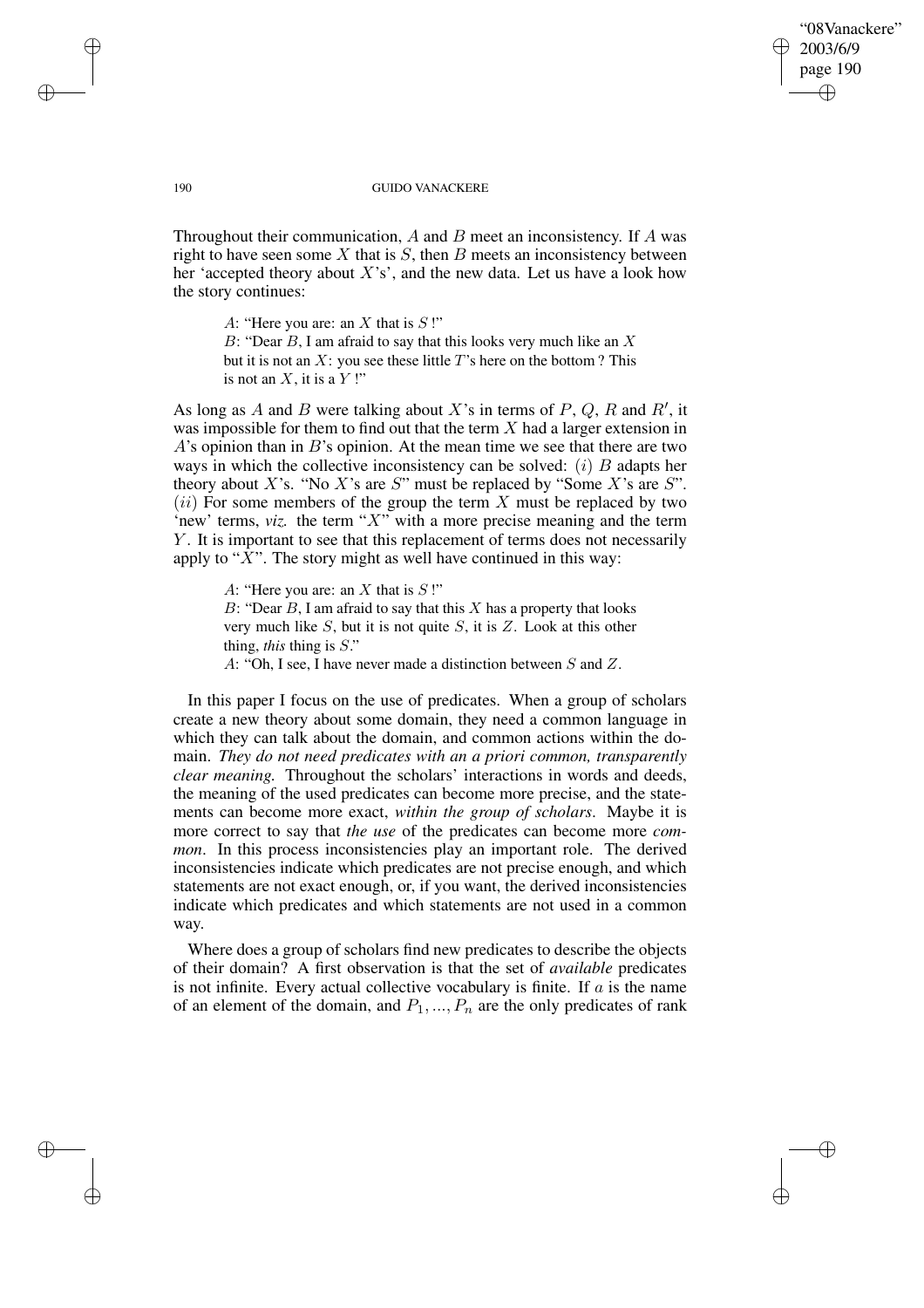Throughout their communication, $A$ and $B$ meet an inconsistency. If $A$ was right to have seen some $X$ that is $S$, then $B$ meets an inconsistency between her 'accepted theory about $X$'s', and the new data. Let us have a look how the story continues:

> $A$: "Here you are: an $X$ that is $S$ !"
> $B$: "Dear $B$, I am afraid to say that this looks very much like an $X$ but it is not an $X$: you see these little $T$'s here on the bottom ? This is not an $X$, it is a $Y$ !"

As long as $A$ and $B$ were talking about $X$'s in terms of $P$, $Q$, $R$ and $R'$, it was impossible for them to find out that the term $X$ had a larger extension in $A$'s opinion than in $B$'s opinion. At the mean time we see that there are two ways in which the collective inconsistency can be solved: $(i)$ $B$ adapts her theory about $X$'s. "No $X$'s are $S$" must be replaced by "Some $X$'s are $S$". $(ii)$ For some members of the group the term $X$ must be replaced by two 'new' terms, *viz.* the term "$X$" with a more precise meaning and the term $Y$. It is important to see that this replacement of terms does not necessarily apply to "$X$". The story might as well have continued in this way:

> $A$: "Here you are: an $X$ that is $S$ !"
> $B$: "Dear $B$, I am afraid to say that this $X$ has a property that looks very much like $S$, but it is not quite $S$, it is $Z$. Look at this other thing, *this* thing is $S$."
> $A$: "Oh, I see, I have never made a distinction between $S$ and $Z$.

In this paper I focus on the use of predicates. When a group of scholars create a new theory about some domain, they need a common language in which they can talk about the domain, and common actions within the domain. *They do not need predicates with an a priori common, transparently clear meaning.* Throughout the scholars' interactions in words and deeds, the meaning of the used predicates can become more precise, and the statements can become more exact, *within the group of scholars*. Maybe it is more correct to say that *the use* of the predicates can become more *common*. In this process inconsistencies play an important role. The derived inconsistencies indicate which predicates are not precise enough, and which statements are not exact enough, or, if you want, the derived inconsistencies indicate which predicates and which statements are not used in a common way.

Where does a group of scholars find new predicates to describe the objects of their domain? A first observation is that the set of *available* predicates is not infinite. Every actual collective vocabulary is finite. If $a$ is the name of an element of the domain, and $P_1, ..., P_n$ are the only predicates of rank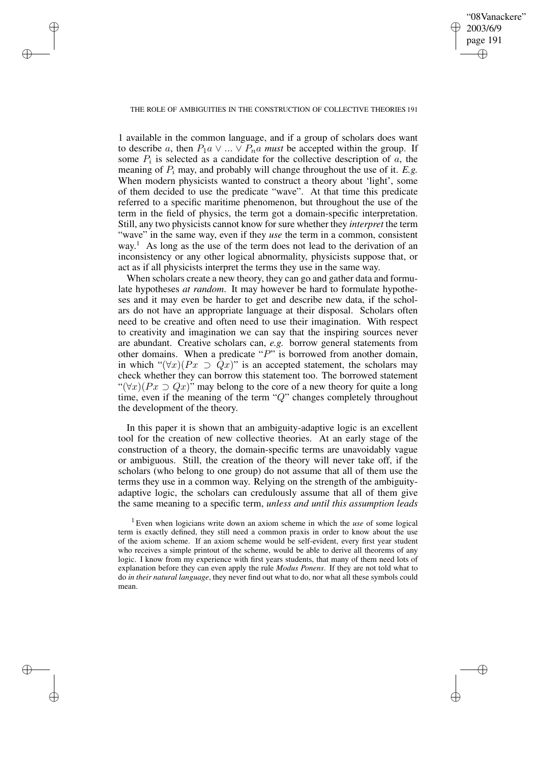1 available in the common language, and if a group of scholars does want to describe $a$, then $P_1 a \vee ... \vee P_n a$ *must* be accepted within the group. If some $P_i$ is selected as a candidate for the collective description of $a$, the meaning of $P_i$ may, and probably will change throughout the use of it. *E.g.* When modern physicists wanted to construct a theory about 'light', some of them decided to use the predicate "wave". At that time this predicate referred to a specific maritime phenomenon, but throughout the use of the term in the field of physics, the term got a domain-specific interpretation. Still, any two physicists cannot know for sure whether they *interpret* the term "wave" in the same way, even if they *use* the term in a common, consistent way.[1] As long as the use of the term does not lead to the derivation of an inconsistency or any other logical abnormality, physicists suppose that, or act as if all physicists interpret the terms they use in the same way.

When scholars create a new theory, they can go and gather data and formulate hypotheses *at random*. It may however be hard to formulate hypotheses and it may even be harder to get and describe new data, if the scholars do not have an appropriate language at their disposal. Scholars often need to be creative and often need to use their imagination. With respect to creativity and imagination we can say that the inspiring sources never are abundant. Creative scholars can, *e.g.* borrow general statements from other domains. When a predicate "$P$" is borrowed from another domain, in which "$(\forall x)(Px \supset Qx)$" is an accepted statement, the scholars may check whether they can borrow this statement too. The borrowed statement "$(\forall x)(Px \supset Qx)$" may belong to the core of a new theory for quite a long time, even if the meaning of the term "$Q$" changes completely throughout the development of the theory.

In this paper it is shown that an ambiguity-adaptive logic is an excellent tool for the creation of new collective theories. At an early stage of the construction of a theory, the domain-specific terms are unavoidably vague or ambiguous. Still, the creation of the theory will never take off, if the scholars (who belong to one group) do not assume that all of them use the terms they use in a common way. Relying on the strength of the ambiguity-adaptive logic, the scholars can credulously assume that all of them give the same meaning to a specific term, *unless and until this assumption leads*

[1] Even when logicians write down an axiom scheme in which the *use* of some logical term is exactly defined, they still need a common praxis in order to know about the use of the axiom scheme. If an axiom scheme would be self-evident, every first year student who receives a simple printout of the scheme, would be able to derive all theorems of any logic. I know from my experience with first years students, that many of them need lots of explanation before they can even apply the rule *Modus Ponens*. If they are not told what to do *in their natural language*, they never find out what to do, nor what all these symbols could mean.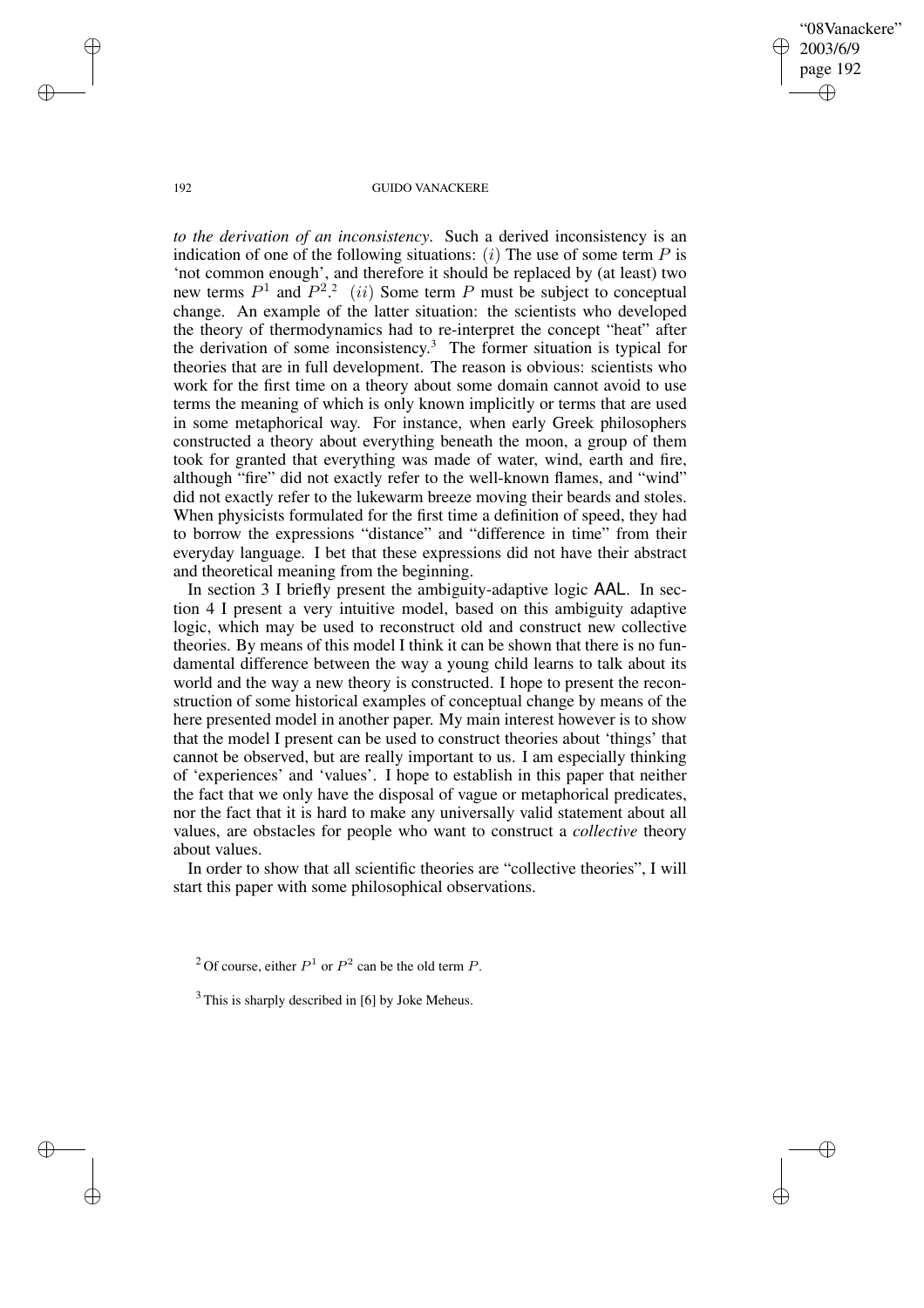*to the derivation of an inconsistency*. Such a derived inconsistency is an indication of one of the following situations: $(i)$ The use of some term $P$ is 'not common enough', and therefore it should be replaced by (at least) two new terms $P^1$ and $P^2$.[2] $(ii)$ Some term $P$ must be subject to conceptual change. An example of the latter situation: the scientists who developed the theory of thermodynamics had to re-interpret the concept "heat" after the derivation of some inconsistency.[3] The former situation is typical for theories that are in full development. The reason is obvious: scientists who work for the first time on a theory about some domain cannot avoid to use terms the meaning of which is only known implicitly or terms that are used in some metaphorical way. For instance, when early Greek philosophers constructed a theory about everything beneath the moon, a group of them took for granted that everything was made of water, wind, earth and fire, although "fire" did not exactly refer to the well-known flames, and "wind" did not exactly refer to the lukewarm breeze moving their beards and stoles. When physicists formulated for the first time a definition of speed, they had to borrow the expressions "distance" and "difference in time" from their everyday language. I bet that these expressions did not have their abstract and theoretical meaning from the beginning.

In section 3 I briefly present the ambiguity-adaptive logic AAL. In section 4 I present a very intuitive model, based on this ambiguity adaptive logic, which may be used to reconstruct old and construct new collective theories. By means of this model I think it can be shown that there is no fundamental difference between the way a young child learns to talk about its world and the way a new theory is constructed. I hope to present the reconstruction of some historical examples of conceptual change by means of the here presented model in another paper. My main interest however is to show that the model I present can be used to construct theories about 'things' that cannot be observed, but are really important to us. I am especially thinking of 'experiences' and 'values'. I hope to establish in this paper that neither the fact that we only have the disposal of vague or metaphorical predicates, nor the fact that it is hard to make any universally valid statement about all values, are obstacles for people who want to construct a *collective* theory about values.

In order to show that all scientific theories are "collective theories", I will start this paper with some philosophical observations.

[2] Of course, either $P^1$ or $P^2$ can be the old term $P$.

[3] This is sharply described in [6] by Joke Meheus.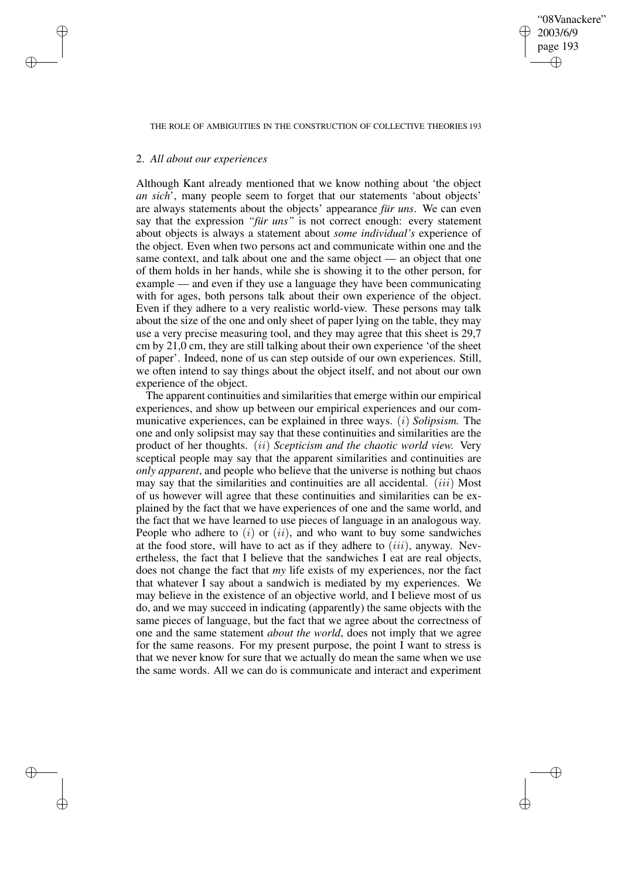## 2. *All about our experiences*

Although Kant already mentioned that we know nothing about 'the object *an sich*', many people seem to forget that our statements 'about objects' are always statements about the objects' appearance *für uns*. We can even say that the expression *"für uns"* is not correct enough: every statement about objects is always a statement about *some individual's* experience of the object. Even when two persons act and communicate within one and the same context, and talk about one and the same object — an object that one of them holds in her hands, while she is showing it to the other person, for example — and even if they use a language they have been communicating with for ages, both persons talk about their own experience of the object. Even if they adhere to a very realistic world-view. These persons may talk about the size of the one and only sheet of paper lying on the table, they may use a very precise measuring tool, and they may agree that this sheet is 29,7 cm by 21,0 cm, they are still talking about their own experience 'of the sheet of paper'. Indeed, none of us can step outside of our own experiences. Still, we often intend to say things about the object itself, and not about our own experience of the object.

The apparent continuities and similarities that emerge within our empirical experiences, and show up between our empirical experiences and our communicative experiences, can be explained in three ways. $(i)$ *Solipsism.* The one and only solipsist may say that these continuities and similarities are the product of her thoughts. $(ii)$ *Scepticism and the chaotic world view.* Very sceptical people may say that the apparent similarities and continuities are *only apparent*, and people who believe that the universe is nothing but chaos may say that the similarities and continuities are all accidental. $(iii)$ Most of us however will agree that these continuities and similarities can be explained by the fact that we have experiences of one and the same world, and the fact that we have learned to use pieces of language in an analogous way. People who adhere to $(i)$ or $(ii)$, and who want to buy some sandwiches at the food store, will have to act as if they adhere to $(iii)$, anyway. Nevertheless, the fact that I believe that the sandwiches I eat are real objects, does not change the fact that *my* life exists of my experiences, nor the fact that whatever I say about a sandwich is mediated by my experiences. We may believe in the existence of an objective world, and I believe most of us do, and we may succeed in indicating (apparently) the same objects with the same pieces of language, but the fact that we agree about the correctness of one and the same statement *about the world*, does not imply that we agree for the same reasons. For my present purpose, the point I want to stress is that we never know for sure that we actually do mean the same when we use the same words. All we can do is communicate and interact and experiment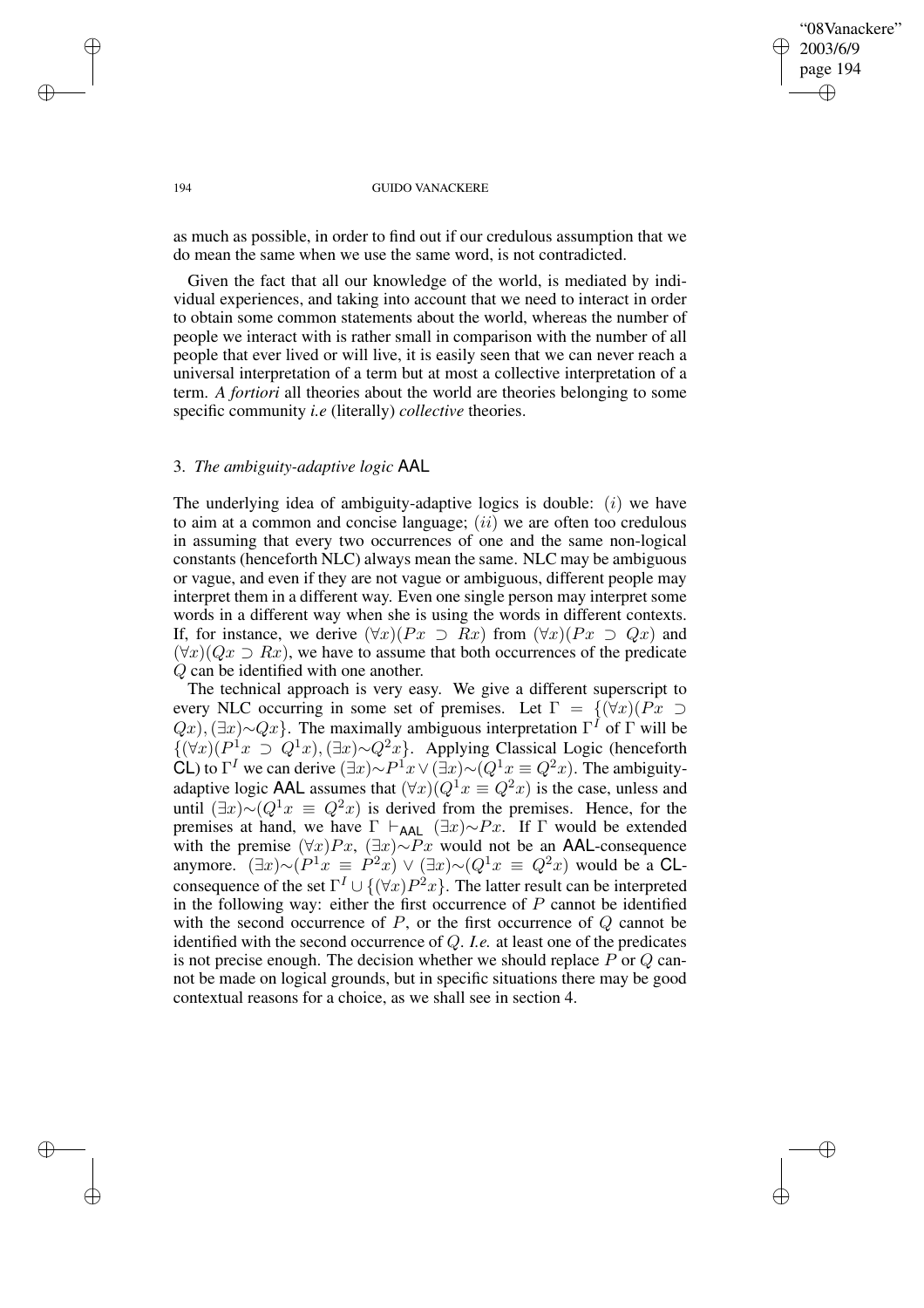as much as possible, in order to find out if our credulous assumption that we do mean the same when we use the same word, is not contradicted.

Given the fact that all our knowledge of the world, is mediated by individual experiences, and taking into account that we need to interact in order to obtain some common statements about the world, whereas the number of people we interact with is rather small in comparison with the number of all people that ever lived or will live, it is easily seen that we can never reach a universal interpretation of a term but at most a collective interpretation of a term. *A fortiori* all theories about the world are theories belonging to some specific community *i.e* (literally) *collective* theories.

### 3. *The ambiguity-adaptive logic* AAL

The underlying idea of ambiguity-adaptive logics is double: $(i)$ we have to aim at a common and concise language; $(ii)$ we are often too credulous in assuming that every two occurrences of one and the same non-logical constants (henceforth NLC) always mean the same. NLC may be ambiguous or vague, and even if they are not vague or ambiguous, different people may interpret them in a different way. Even one single person may interpret some words in a different way when she is using the words in different contexts. If, for instance, we derive $(\forall x)(Px \supset Rx)$ from $(\forall x)(Px \supset Qx)$ and $(\forall x)(Qx \supset Rx)$, we have to assume that both occurrences of the predicate $Q$ can be identified with one another.

The technical approach is very easy. We give a different superscript to every NLC occurring in some set of premises. Let $\Gamma = \{(\forall x)(Px \supset Qx), (\exists x){\sim}Qx\}$. The maximally ambiguous interpretation $\Gamma^I$ of $\Gamma$ will be $\{(\forall x)(P^1x \supset Q^1x), (\exists x){\sim}Q^2x\}$. Applying Classical Logic (henceforth CL) to $\Gamma^I$ we can derive $(\exists x){\sim}P^1x \vee (\exists x){\sim}(Q^1x \equiv Q^2x)$. The ambiguity-adaptive logic AAL assumes that $(\forall x)(Q^1x \equiv Q^2x)$ is the case, unless and until $(\exists x){\sim}(Q^1x \equiv Q^2x)$ is derived from the premises. Hence, for the premises at hand, we have $\Gamma \vdash_{\mathsf{AAL}} (\exists x){\sim}Px$. If $\Gamma$ would be extended with the premise $(\forall x)Px$, $(\exists x){\sim}Px$ would not be an AAL-consequence anymore. $(\exists x){\sim}(P^1x \equiv P^2x) \vee (\exists x){\sim}(Q^1x \equiv Q^2x)$ would be a CL-consequence of the set $\Gamma^I \cup \{(\forall x)P^2x\}$. The latter result can be interpreted in the following way: either the first occurrence of $P$ cannot be identified with the second occurrence of $P$, or the first occurrence of $Q$ cannot be identified with the second occurrence of $Q$. *I.e.* at least one of the predicates is not precise enough. The decision whether we should replace $P$ or $Q$ cannot be made on logical grounds, but in specific situations there may be good contextual reasons for a choice, as we shall see in section 4.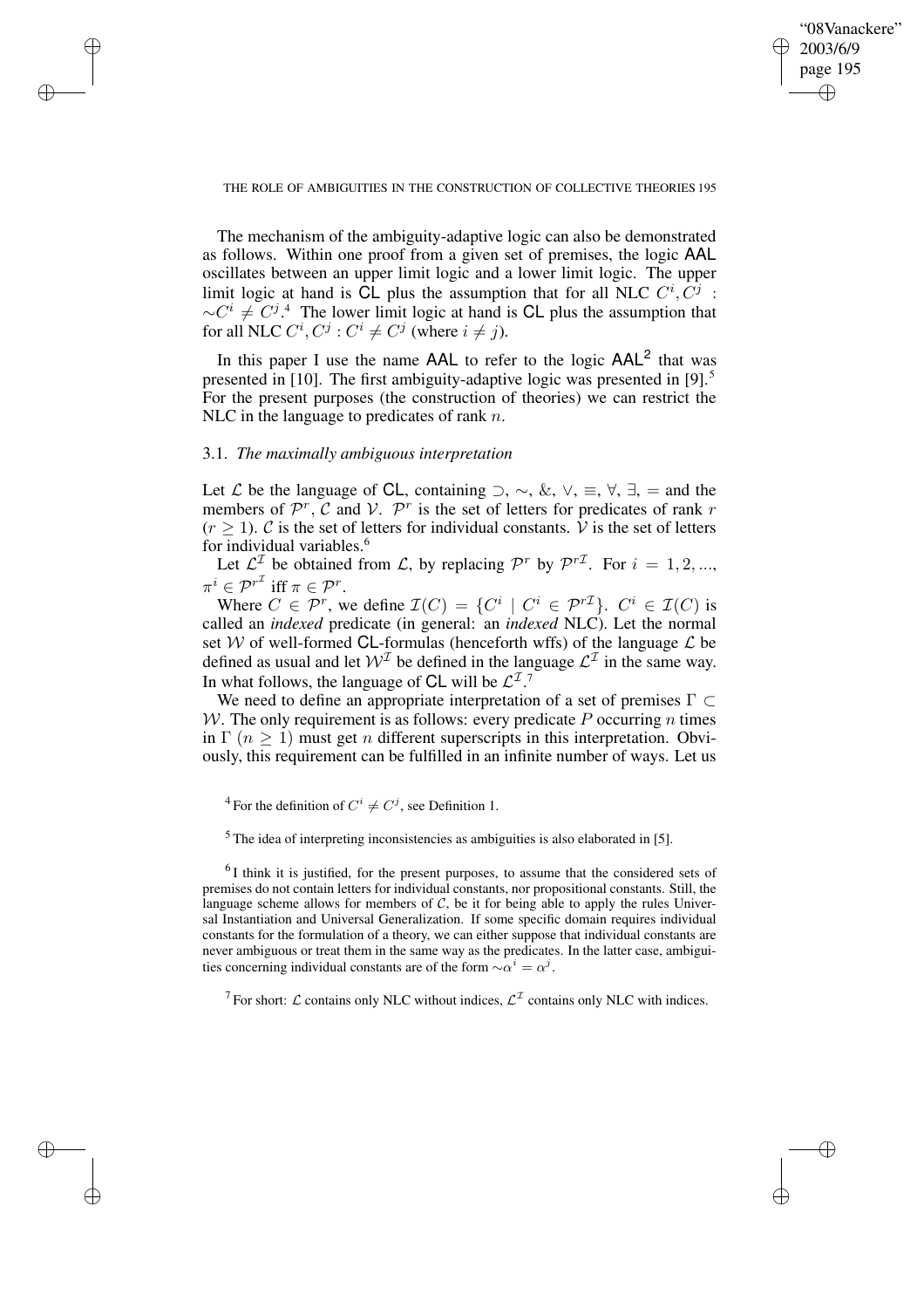The mechanism of the ambiguity-adaptive logic can also be demonstrated as follows. Within one proof from a given set of premises, the logic AAL oscillates between an upper limit logic and a lower limit logic. The upper limit logic at hand is CL plus the assumption that for all NLC $C^i, C^j$ : $\sim C^i \neq C^j$.[4] The lower limit logic at hand is CL plus the assumption that for all NLC $C^i, C^j : C^i \neq C^j$ (where $i \neq j$).

In this paper I use the name AAL to refer to the logic $\mathsf{AAL}^2$ that was presented in [10]. The first ambiguity-adaptive logic was presented in [9].[5] For the present purposes (the construction of theories) we can restrict the NLC in the language to predicates of rank $n$.

### 3.1. *The maximally ambiguous interpretation*

Let $\mathcal{L}$ be the language of CL, containing $\supset$, $\sim$, $\&$, $\vee$, $\equiv$, $\forall$, $\exists$, $=$ and the members of $\mathcal{P}^r$, $\mathcal{C}$ and $\mathcal{V}$. $\mathcal{P}^r$ is the set of letters for predicates of rank $r$ ($r \geq 1$). $\mathcal{C}$ is the set of letters for individual constants. $\mathcal{V}$ is the set of letters for individual variables.[6]

Let $\mathcal{L}^{\mathcal{I}}$ be obtained from $\mathcal{L}$, by replacing $\mathcal{P}^r$ by $\mathcal{P}^{r\mathcal{I}}$. For $i = 1, 2, ...,$ $\pi^i \in \mathcal{P}^{r^{\mathcal{I}}}$ iff $\pi \in \mathcal{P}^r$.

Where $C \in \mathcal{P}^r$, we define $\mathcal{I}(C) = \{C^i \mid C^i \in \mathcal{P}^{r\mathcal{I}}\}$. $C^i \in \mathcal{I}(C)$ is called an *indexed* predicate (in general: an *indexed* NLC). Let the normal set $\mathcal{W}$ of well-formed CL-formulas (henceforth wffs) of the language $\mathcal{L}$ be defined as usual and let $\mathcal{W}^{\mathcal{I}}$ be defined in the language $\mathcal{L}^{\mathcal{I}}$ in the same way. In what follows, the language of CL will be $\mathcal{L}^{\mathcal{I}}$.[7]

We need to define an appropriate interpretation of a set of premises $\Gamma \subset \mathcal{W}$. The only requirement is as follows: every predicate $P$ occurring $n$ times in $\Gamma$ ($n \geq 1$) must get $n$ different superscripts in this interpretation. Obviously, this requirement can be fulfilled in an infinite number of ways. Let us

[4] For the definition of $C^i \neq C^j$, see Definition 1.

[5] The idea of interpreting inconsistencies as ambiguities is also elaborated in [5].

[6] I think it is justified, for the present purposes, to assume that the considered sets of premises do not contain letters for individual constants, nor propositional constants. Still, the language scheme allows for members of $\mathcal{C}$, be it for being able to apply the rules Universal Instantiation and Universal Generalization. If some specific domain requires individual constants for the formulation of a theory, we can either suppose that individual constants are never ambiguous or treat them in the same way as the predicates. In the latter case, ambiguities concerning individual constants are of the form $\sim\alpha^i = \alpha^j$.

[7] For short: $\mathcal{L}$ contains only NLC without indices, $\mathcal{L}^{\mathcal{I}}$ contains only NLC with indices.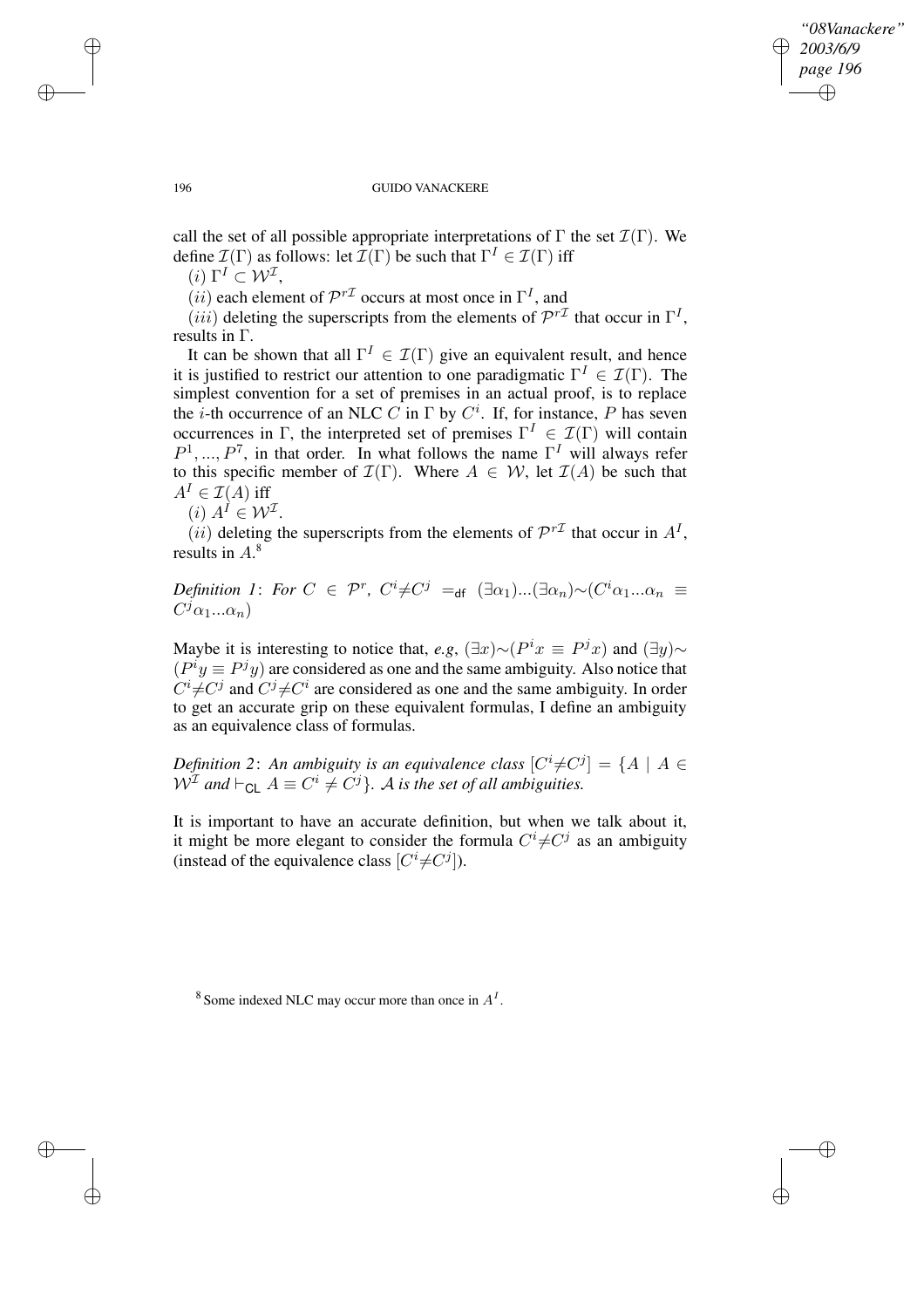call the set of all possible appropriate interpretations of $\Gamma$ the set $\mathcal{I}(\Gamma)$. We define $\mathcal{I}(\Gamma)$ as follows: let $\mathcal{I}(\Gamma)$ be such that $\Gamma^I \in \mathcal{I}(\Gamma)$ iff

$(i)$ $\Gamma^I \subset \mathcal{W}^{\mathcal{I}}$,

$(ii)$ each element of $\mathcal{P}^{r\mathcal{I}}$ occurs at most once in $\Gamma^I$, and

$(iii)$ deleting the superscripts from the elements of $\mathcal{P}^{r\mathcal{I}}$ that occur in $\Gamma^I$, results in $\Gamma$.

It can be shown that all $\Gamma^I \in \mathcal{I}(\Gamma)$ give an equivalent result, and hence it is justified to restrict our attention to one paradigmatic $\Gamma^I \in \mathcal{I}(\Gamma)$. The simplest convention for a set of premises in an actual proof, is to replace the $i$-th occurrence of an NLC $C$ in $\Gamma$ by $C^i$. If, for instance, $P$ has seven occurrences in $\Gamma$, the interpreted set of premises $\Gamma^I \in \mathcal{I}(\Gamma)$ will contain $P^1, ..., P^7$, in that order. In what follows the name $\Gamma^I$ will always refer to this specific member of $\mathcal{I}(\Gamma)$. Where $A \in \mathcal{W}$, let $\mathcal{I}(A)$ be such that $A^I \in \mathcal{I}(A)$ iff

$(i)$ $A^I \in \mathcal{W}^{\mathcal{I}}$.

$(ii)$ deleting the superscripts from the elements of $\mathcal{P}^{r\mathcal{I}}$ that occur in $A^I$, results in $A$.[8]

*Definition 1*: *For* $C \in \mathcal{P}^r$, $C^i \neq C^j =_{\mathsf{df}} (\exists\alpha_1)...(\exists\alpha_n)\sim(C^i\alpha_1...\alpha_n \equiv C^j\alpha_1...\alpha_n)$

Maybe it is interesting to notice that, *e.g*, $(\exists x)\sim(P^i x \equiv P^j x)$ and $(\exists y)\sim(P^i y \equiv P^j y)$ are considered as one and the same ambiguity. Also notice that $C^i \neq C^j$ and $C^j \neq C^i$ are considered as one and the same ambiguity. In order to get an accurate grip on these equivalent formulas, I define an ambiguity as an equivalence class of formulas.

*Definition 2*: *An ambiguity is an equivalence class* $[C^i \neq C^j] = \{A \mid A \in \mathcal{W}^{\mathcal{I}}$ *and* $\vdash_{\mathsf{CL}} A \equiv C^i \neq C^j\}$. $\mathcal{A}$ *is the set of all ambiguities.*

It is important to have an accurate definition, but when we talk about it, it might be more elegant to consider the formula $C^i \neq C^j$ as an ambiguity (instead of the equivalence class $[C^i \neq C^j]$).

[8] Some indexed NLC may occur more than once in $A^I$.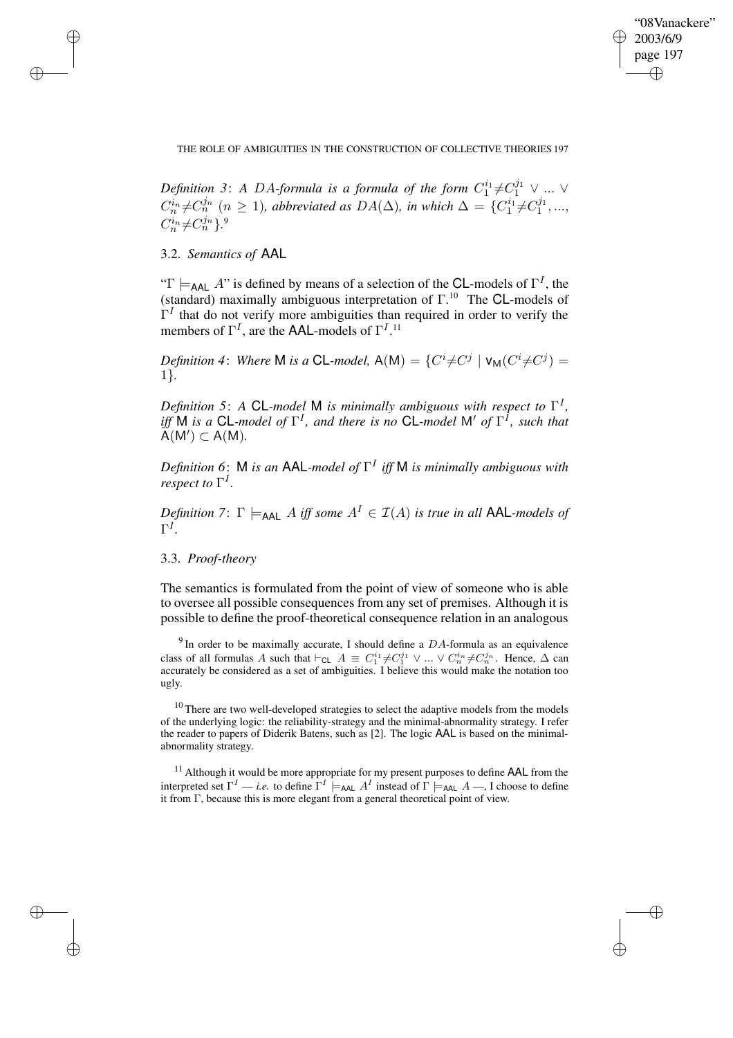*Definition 3*: *A $DA$-formula is a formula of the form $C_1^{i_1} \neq C_1^{j_1} \vee ... \vee C_n^{i_n} \neq C_n^{j_n}$ ($n \geq 1$), abbreviated as $DA(\Delta)$, in which $\Delta = \{C_1^{i_1} \neq C_1^{j_1}, ..., C_n^{i_n} \neq C_n^{j_n}\}$.*[9]

### 3.2. *Semantics of* AAL

"$\Gamma \models_{\mathsf{AAL}} A$" is defined by means of a selection of the CL-models of $\Gamma^I$, the (standard) maximally ambiguous interpretation of $\Gamma$.[10] The CL-models of $\Gamma^I$ that do not verify more ambiguities than required in order to verify the members of $\Gamma^I$, are the AAL-models of $\Gamma^I$.[11]

*Definition 4*: *Where* M *is a* CL*-model,* $\mathsf{A}(\mathsf{M}) = \{C^i \neq C^j \mid \mathsf{v}_{\mathsf{M}}(C^i \neq C^j) = 1\}$.

*Definition 5*: *A* CL*-model* M *is minimally ambiguous with respect to* $\Gamma^I$*, iff* M *is a* CL*-model of* $\Gamma^I$*, and there is no* CL*-model* $\mathsf{M}'$ *of* $\Gamma^I$*, such that* $\mathsf{A}(\mathsf{M}') \subset \mathsf{A}(\mathsf{M})$.

*Definition 6*: M *is an* AAL*-model of* $\Gamma^I$ *iff* M *is minimally ambiguous with respect to* $\Gamma^I$.

*Definition 7*: $\Gamma \models_{\mathsf{AAL}} A$ *iff some* $A^I \in \mathcal{I}(A)$ *is true in all* AAL*-models of* $\Gamma^I$.

### 3.3. *Proof-theory*

The semantics is formulated from the point of view of someone who is able to oversee all possible consequences from any set of premises. Although it is possible to define the proof-theoretical consequence relation in an analogous

[9] In order to be maximally accurate, I should define a $DA$-formula as an equivalence class of all formulas $A$ such that $\vdash_{\mathsf{CL}} A \equiv C_1^{i_1} \neq C_1^{j_1} \vee ... \vee C_n^{i_n} \neq C_n^{j_n}$. Hence, $\Delta$ can accurately be considered as a set of ambiguities. I believe this would make the notation too ugly.

[10] There are two well-developed strategies to select the adaptive models from the models of the underlying logic: the reliability-strategy and the minimal-abnormality strategy. I refer the reader to papers of Diderik Batens, such as [2]. The logic AAL is based on the minimal-abnormality strategy.

[11] Although it would be more appropriate for my present purposes to define AAL from the interpreted set $\Gamma^I$ — *i.e.* to define $\Gamma^I \models_{\mathsf{AAL}} A^I$ instead of $\Gamma \models_{\mathsf{AAL}} A$ —, I choose to define it from $\Gamma$, because this is more elegant from a general theoretical point of view.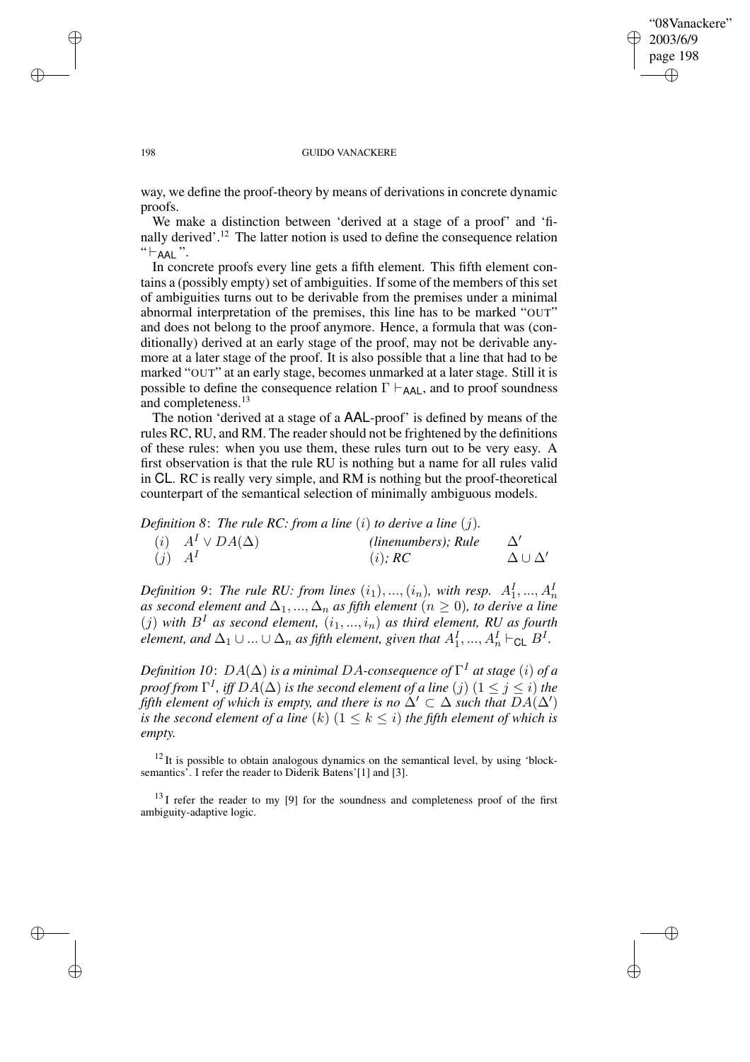way, we define the proof-theory by means of derivations in concrete dynamic proofs.

We make a distinction between 'derived at a stage of a proof' and 'finally derived'.[12] The latter notion is used to define the consequence relation "$\vdash_{\mathsf{AAL}}$".

In concrete proofs every line gets a fifth element. This fifth element contains a (possibly empty) set of ambiguities. If some of the members of this set of ambiguities turns out to be derivable from the premises under a minimal abnormal interpretation of the premises, this line has to be marked "OUT" and does not belong to the proof anymore. Hence, a formula that was (conditionally) derived at an early stage of the proof, may not be derivable anymore at a later stage of the proof. It is also possible that a line that had to be marked "OUT" at an early stage, becomes unmarked at a later stage. Still it is possible to define the consequence relation $\Gamma \vdash_{\mathsf{AAL}}$, and to proof soundness and completeness.[13]

The notion 'derived at a stage of a AAL-proof' is defined by means of the rules RC, RU, and RM. The reader should not be frightened by the definitions of these rules: when you use them, these rules turn out to be very easy. A first observation is that the rule RU is nothing but a name for all rules valid in CL. RC is really very simple, and RM is nothing but the proof-theoretical counterpart of the semantical selection of minimally ambiguous models.

*Definition 8*: *The rule RC: from a line $(i)$ to derive a line $(j)$.*

| | | | |
|---|---|---|---|
| $(i)$ | $A^I \vee DA(\Delta)$ | *(linenumbers); Rule* | $\Delta'$ |
| $(j)$ | $A^I$ | $(i)$*; RC* | $\Delta \cup \Delta'$ |

*Definition 9*: *The rule RU: from lines $(i_1), ..., (i_n)$, with resp. $A_1^I, ..., A_n^I$ as second element and $\Delta_1, ..., \Delta_n$ as fifth element ($n \geq 0$), to derive a line $(j)$ with $B^I$ as second element, $(i_1, ..., i_n)$ as third element, RU as fourth element, and $\Delta_1 \cup ... \cup \Delta_n$ as fifth element, given that $A_1^I, ..., A_n^I \vdash_{\mathsf{CL}} B^I$.*

*Definition 10*: *$DA(\Delta)$ is a minimal $DA$-consequence of $\Gamma^I$ at stage $(i)$ of a proof from $\Gamma^I$, iff $DA(\Delta)$ is the second element of a line $(j)$ $(1 \leq j \leq i)$ the fifth element of which is empty, and there is no $\Delta' \subset \Delta$ such that $DA(\Delta')$ is the second element of a line $(k)$ $(1 \leq k \leq i)$ the fifth element of which is empty.*

[12] It is possible to obtain analogous dynamics on the semantical level, by using 'block-semantics'. I refer the reader to Diderik Batens'[1] and [3].

[13] I refer the reader to my [9] for the soundness and completeness proof of the first ambiguity-adaptive logic.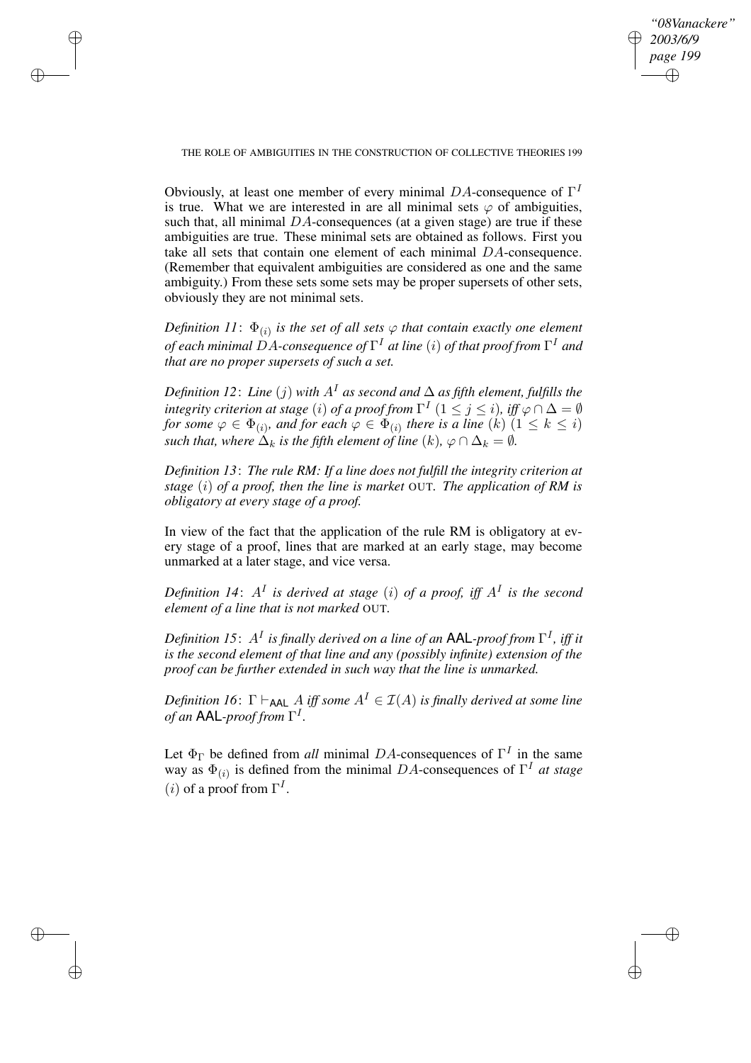Obviously, at least one member of every minimal $DA$-consequence of $\Gamma^I$ is true. What we are interested in are all minimal sets $\varphi$ of ambiguities, such that, all minimal $DA$-consequences (at a given stage) are true if these ambiguities are true. These minimal sets are obtained as follows. First you take all sets that contain one element of each minimal $DA$-consequence. (Remember that equivalent ambiguities are considered as one and the same ambiguity.) From these sets some sets may be proper supersets of other sets, obviously they are not minimal sets.

*Definition 11*: *$\Phi_{(i)}$ is the set of all sets $\varphi$ that contain exactly one element of each minimal $DA$-consequence of $\Gamma^I$ at line $(i)$ of that proof from $\Gamma^I$ and that are no proper supersets of such a set.*

*Definition 12*: *Line $(j)$ with $A^I$ as second and $\Delta$ as fifth element, fulfills the integrity criterion at stage $(i)$ of a proof from $\Gamma^I$ $(1 \leq j \leq i)$, iff $\varphi \cap \Delta = \emptyset$ for some $\varphi \in \Phi_{(i)}$, and for each $\varphi \in \Phi_{(i)}$ there is a line $(k)$ $(1 \leq k \leq i)$ such that, where $\Delta_k$ is the fifth element of line $(k)$, $\varphi \cap \Delta_k = \emptyset$.*

*Definition 13*: *The rule RM: If a line does not fulfill the integrity criterion at stage $(i)$ of a proof, then the line is market* OUT. *The application of RM is obligatory at every stage of a proof.*

In view of the fact that the application of the rule RM is obligatory at every stage of a proof, lines that are marked at an early stage, may become unmarked at a later stage, and vice versa.

*Definition 14*: *$A^I$ is derived at stage $(i)$ of a proof, iff $A^I$ is the second element of a line that is not marked* OUT.

*Definition 15*: *$A^I$ is finally derived on a line of an* **AAL***-proof from $\Gamma^I$, iff it is the second element of that line and any (possibly infinite) extension of the proof can be further extended in such way that the line is unmarked.*

*Definition 16*: *$\Gamma \vdash_{\mathsf{AAL}} A$ iff some $A^I \in \mathcal{I}(A)$ is finally derived at some line of an* **AAL***-proof from $\Gamma^I$.*

Let $\Phi_\Gamma$ be defined from *all* minimal $DA$-consequences of $\Gamma^I$ in the same way as $\Phi_{(i)}$ is defined from the minimal $DA$-consequences of $\Gamma^I$ *at stage* $(i)$ of a proof from $\Gamma^I$.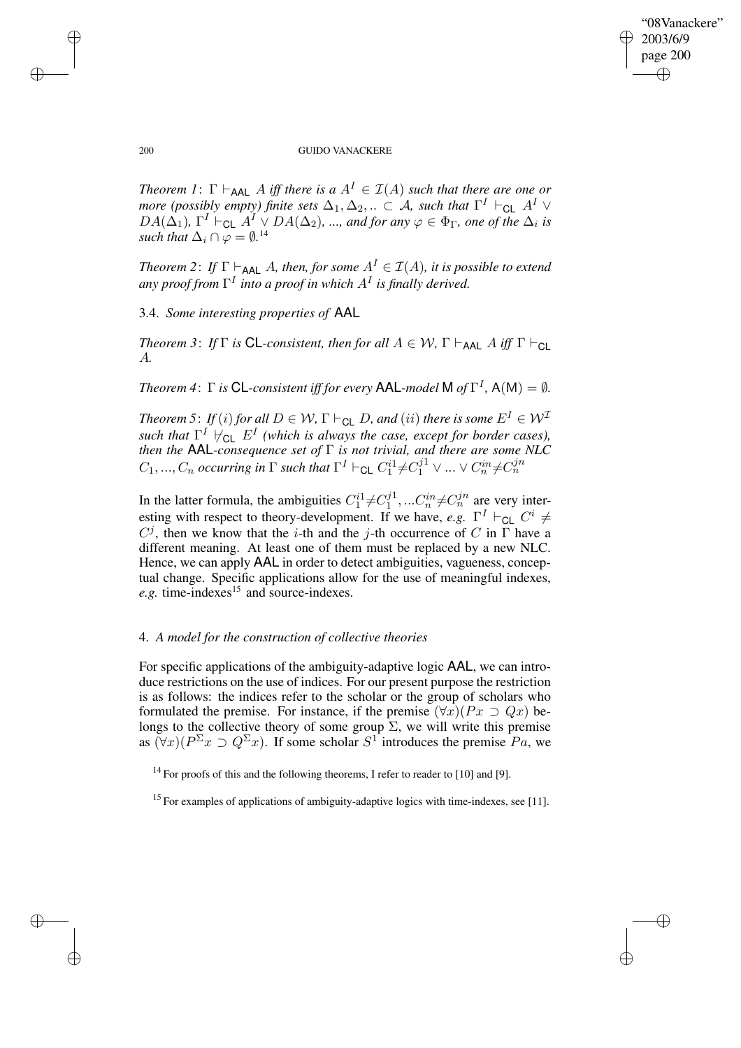*Theorem 1*: $\Gamma \vdash_{\mathsf{AAL}} A$ *iff there is a* $A^I \in \mathcal{I}(A)$ *such that there are one or more (possibly empty) finite sets* $\Delta_1, \Delta_2, .. \subset \mathcal{A}$, *such that* $\Gamma^I \vdash_{\mathsf{CL}} A^I \vee DA(\Delta_1)$, $\Gamma^I \vdash_{\mathsf{CL}} A^I \vee DA(\Delta_2)$, *..., and for any* $\varphi \in \Phi_\Gamma$, *one of the* $\Delta_i$ *is such that* $\Delta_i \cap \varphi = \emptyset$.[14]

*Theorem 2*: *If* $\Gamma \vdash_{\mathsf{AAL}} A$, *then, for some* $A^I \in \mathcal{I}(A)$, *it is possible to extend any proof from* $\Gamma^I$ *into a proof in which* $A^I$ *is finally derived.*

### 3.4. *Some interesting properties of* AAL

*Theorem 3*: *If* $\Gamma$ *is* CL*-consistent, then for all* $A \in \mathcal{W}$, $\Gamma \vdash_{\mathsf{AAL}} A$ *iff* $\Gamma \vdash_{\mathsf{CL}} A$.

*Theorem 4*: $\Gamma$ *is* CL*-consistent iff for every* AAL*-model* $\mathsf{M}$ *of* $\Gamma^I$, $\mathsf{A}(\mathsf{M}) = \emptyset$.

*Theorem 5*: *If* $(i)$ *for all* $D \in \mathcal{W}$, $\Gamma \vdash_{\mathsf{CL}} D$, *and* $(ii)$ *there is some* $E^I \in \mathcal{W}^{\mathcal{I}}$ *such that* $\Gamma^I \nvdash_{\mathsf{CL}} E^I$ *(which is always the case, except for border cases), then the* AAL*-consequence set of* $\Gamma$ *is not trivial, and there are some NLC* $C_1, ..., C_n$ *occurring in* $\Gamma$ *such that* $\Gamma^I \vdash_{\mathsf{CL}} C_1^{i1} \neq C_1^{j1} \vee ... \vee C_n^{in} \neq C_n^{jn}$

In the latter formula, the ambiguities $C_1^{i1} \neq C_1^{j1}, ... C_n^{in} \neq C_n^{jn}$ are very interesting with respect to theory-development. If we have, *e.g.* $\Gamma^I \vdash_{\mathsf{CL}} C^i \neq C^j$, then we know that the $i$-th and the $j$-th occurrence of $C$ in $\Gamma$ have a different meaning. At least one of them must be replaced by a new NLC. Hence, we can apply AAL in order to detect ambiguities, vagueness, conceptual change. Specific applications allow for the use of meaningful indexes, *e.g.* time-indexes[15] and source-indexes.

## 4. *A model for the construction of collective theories*

For specific applications of the ambiguity-adaptive logic AAL, we can introduce restrictions on the use of indices. For our present purpose the restriction is as follows: the indices refer to the scholar or the group of scholars who formulated the premise. For instance, if the premise $(\forall x)(Px \supset Qx)$ belongs to the collective theory of some group $\Sigma$, we will write this premise as $(\forall x)(P^\Sigma x \supset Q^\Sigma x)$. If some scholar $S^1$ introduces the premise $Pa$, we

[14] For proofs of this and the following theorems, I refer to reader to [10] and [9].

[15] For examples of applications of ambiguity-adaptive logics with time-indexes, see [11].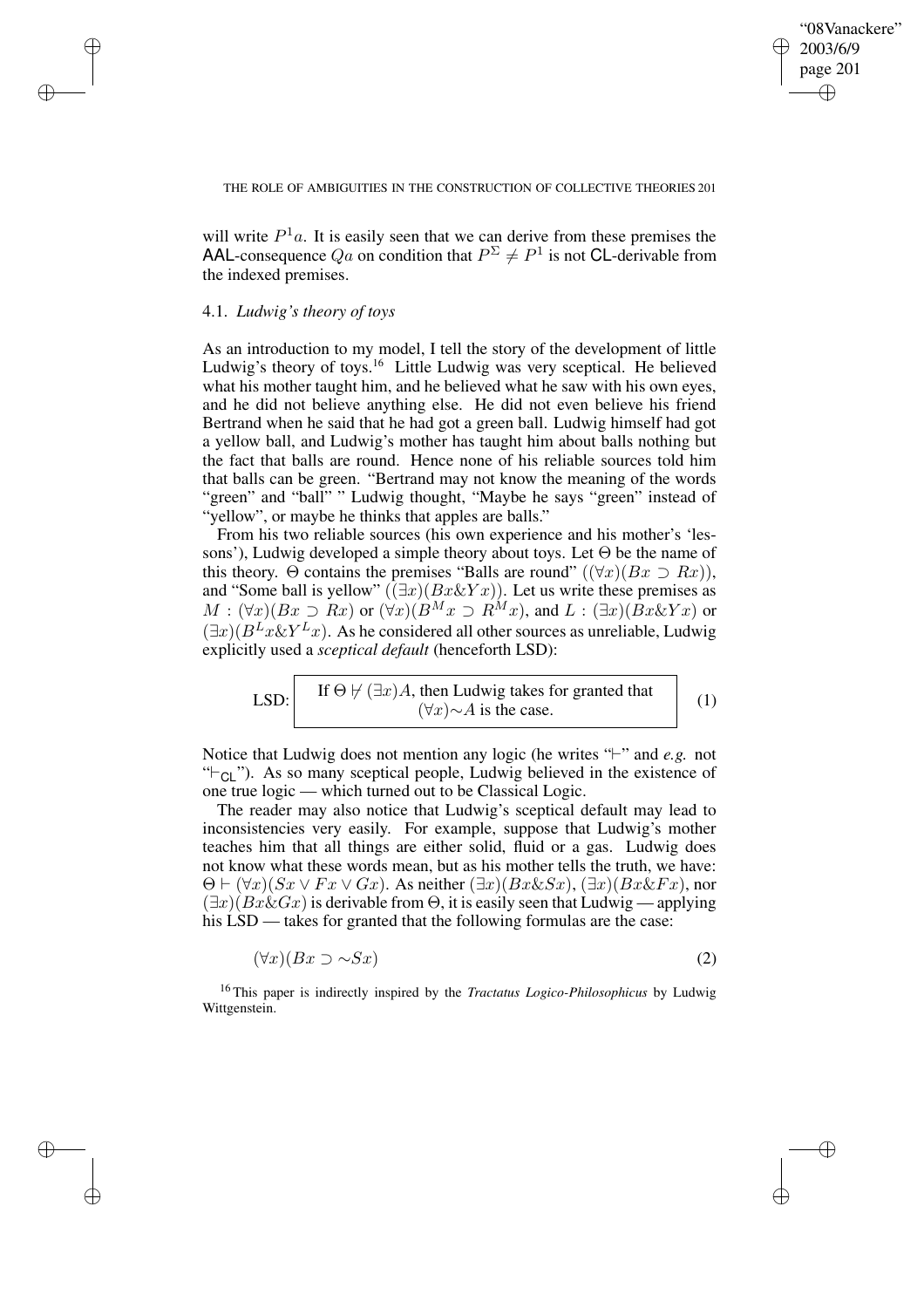will write $P^1a$. It is easily seen that we can derive from these premises the AAL-consequence $Qa$ on condition that $P^{\Sigma} \neq P^1$ is not CL-derivable from the indexed premises.

### 4.1. *Ludwig's theory of toys*

As an introduction to my model, I tell the story of the development of little Ludwig's theory of toys.[16] Little Ludwig was very sceptical. He believed what his mother taught him, and he believed what he saw with his own eyes, and he did not believe anything else. He did not even believe his friend Bertrand when he said that he had got a green ball. Ludwig himself had got a yellow ball, and Ludwig's mother has taught him about balls nothing but the fact that balls are round. Hence none of his reliable sources told him that balls can be green. "Bertrand may not know the meaning of the words "green" and "ball" " Ludwig thought, "Maybe he says "green" instead of "yellow", or maybe he thinks that apples are balls."

From his two reliable sources (his own experience and his mother's 'lessons'), Ludwig developed a simple theory about toys. Let $\Theta$ be the name of this theory. $\Theta$ contains the premises "Balls are round" ($(\forall x)(Bx \supset Rx)$), and "Some ball is yellow" ($(\exists x)(Bx \& Yx)$). Let us write these premises as $M : (\forall x)(Bx \supset Rx)$ or $(\forall x)(B^M x \supset R^M x)$, and $L : (\exists x)(Bx \& Yx)$ or $(\exists x)(B^L x \& Y^L x)$. As he considered all other sources as unreliable, Ludwig explicitly used a *sceptical default* (henceforth LSD):

$$\text{LSD: } \boxed{\text{If } \Theta \nvdash (\exists x)A\text{, then Ludwig takes for granted that } (\forall x){\sim}A \text{ is the case.}} \tag{1}$$

Notice that Ludwig does not mention any logic (he writes "$\vdash$" and *e.g.* not "$\vdash_{\mathsf{CL}}$"). As so many sceptical people, Ludwig believed in the existence of one true logic — which turned out to be Classical Logic.

The reader may also notice that Ludwig's sceptical default may lead to inconsistencies very easily. For example, suppose that Ludwig's mother teaches him that all things are either solid, fluid or a gas. Ludwig does not know what these words mean, but as his mother tells the truth, we have: $\Theta \vdash (\forall x)(Sx \vee Fx \vee Gx)$. As neither $(\exists x)(Bx \& Sx)$, $(\exists x)(Bx \& Fx)$, nor $(\exists x)(Bx \& Gx)$ is derivable from $\Theta$, it is easily seen that Ludwig — applying his LSD — takes for granted that the following formulas are the case:

$$(\forall x)(Bx \supset {\sim}Sx) \tag{2}$$

[16] This paper is indirectly inspired by the *Tractatus Logico-Philosophicus* by Ludwig Wittgenstein.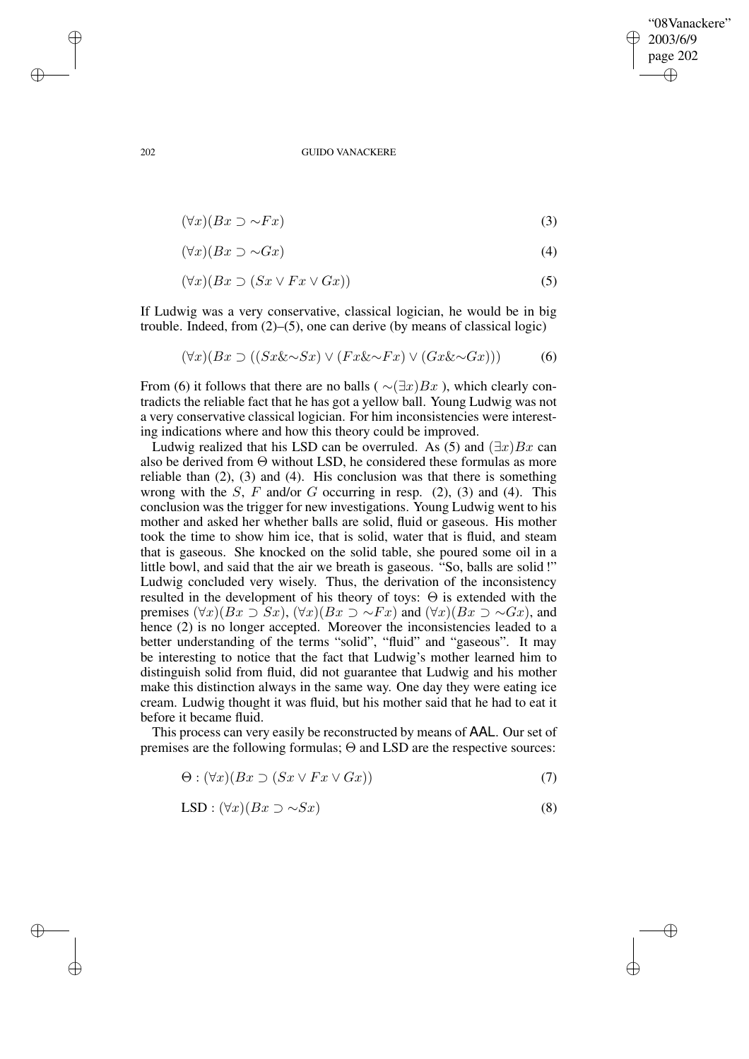$$(\forall x)(Bx \supset \sim Fx) \tag{3}$$

$$(\forall x)(Bx \supset \sim Gx) \tag{4}$$

$$(\forall x)(Bx \supset (Sx \vee Fx \vee Gx)) \tag{5}$$

If Ludwig was a very conservative, classical logician, he would be in big trouble. Indeed, from (2)–(5), one can derive (by means of classical logic)

$$(\forall x)(Bx \supset ((Sx \& \sim Sx) \vee (Fx \& \sim Fx) \vee (Gx \& \sim Gx))) \tag{6}$$

From (6) it follows that there are no balls ( $\sim(\exists x)Bx$ ), which clearly contradicts the reliable fact that he has got a yellow ball. Young Ludwig was not a very conservative classical logician. For him inconsistencies were interesting indications where and how this theory could be improved.

Ludwig realized that his LSD can be overruled. As (5) and $(\exists x)Bx$ can also be derived from $\Theta$ without LSD, he considered these formulas as more reliable than (2), (3) and (4). His conclusion was that there is something wrong with the $S$, $F$ and/or $G$ occurring in resp. (2), (3) and (4). This conclusion was the trigger for new investigations. Young Ludwig went to his mother and asked her whether balls are solid, fluid or gaseous. His mother took the time to show him ice, that is solid, water that is fluid, and steam that is gaseous. She knocked on the solid table, she poured some oil in a little bowl, and said that the air we breath is gaseous. "So, balls are solid !" Ludwig concluded very wisely. Thus, the derivation of the inconsistency resulted in the development of his theory of toys: $\Theta$ is extended with the premises $(\forall x)(Bx \supset Sx)$, $(\forall x)(Bx \supset \sim Fx)$ and $(\forall x)(Bx \supset \sim Gx)$, and hence (2) is no longer accepted. Moreover the inconsistencies leaded to a better understanding of the terms "solid", "fluid" and "gaseous". It may be interesting to notice that the fact that Ludwig's mother learned him to distinguish solid from fluid, did not guarantee that Ludwig and his mother make this distinction always in the same way. One day they were eating ice cream. Ludwig thought it was fluid, but his mother said that he had to eat it before it became fluid.

This process can very easily be reconstructed by means of AAL. Our set of premises are the following formulas; $\Theta$ and LSD are the respective sources:

$$\Theta : (\forall x)(Bx \supset (Sx \vee Fx \vee Gx)) \tag{7}$$

$$\text{LSD} : (\forall x)(Bx \supset \sim Sx) \tag{8}$$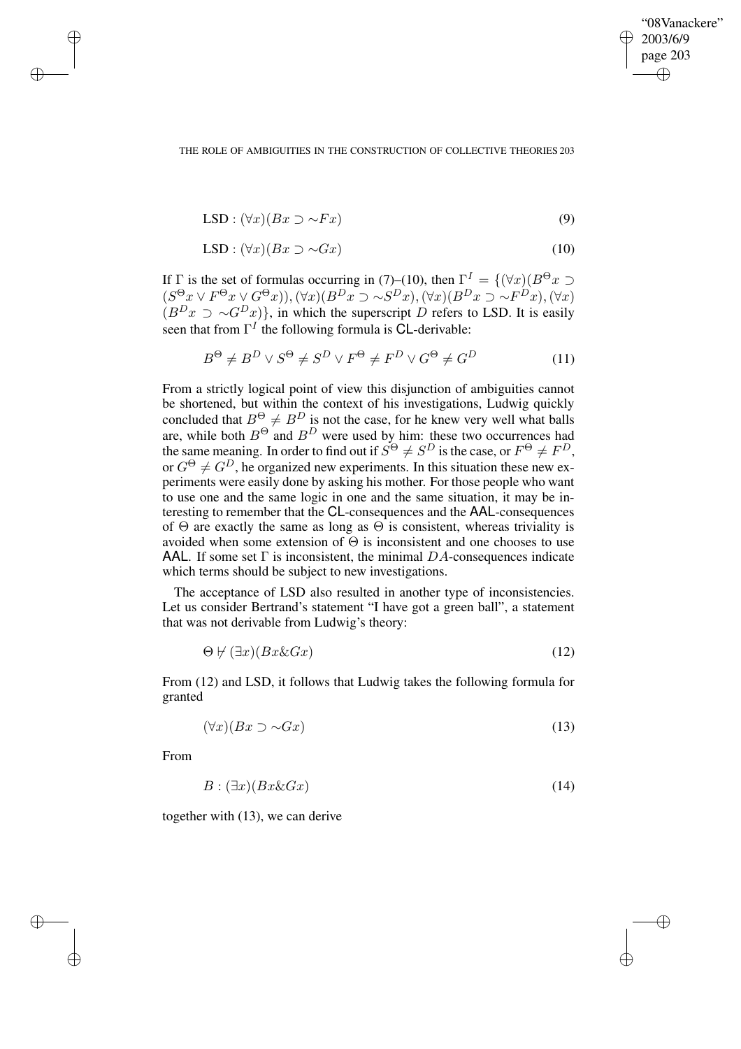$$\text{LSD} : (\forall x)(Bx \supset {\sim}Fx) \tag{9}$$

$$\text{LSD} : (\forall x)(Bx \supset {\sim}Gx) \tag{10}$$

If $\Gamma$ is the set of formulas occurring in (7)–(10), then $\Gamma^I = \{(\forall x)(B^\Theta x \supset (S^\Theta x \vee F^\Theta x \vee G^\Theta x)), (\forall x)(B^D x \supset {\sim}S^D x), (\forall x)(B^D x \supset {\sim}F^D x), (\forall x)(B^D x \supset {\sim}G^D x)\}$, in which the superscript $D$ refers to LSD. It is easily seen that from $\Gamma^I$ the following formula is CL-derivable:

$$B^\Theta \neq B^D \vee S^\Theta \neq S^D \vee F^\Theta \neq F^D \vee G^\Theta \neq G^D \tag{11}$$

From a strictly logical point of view this disjunction of ambiguities cannot be shortened, but within the context of his investigations, Ludwig quickly concluded that $B^\Theta \neq B^D$ is not the case, for he knew very well what balls are, while both $B^\Theta$ and $B^D$ were used by him: these two occurrences had the same meaning. In order to find out if $S^\Theta \neq S^D$ is the case, or $F^\Theta \neq F^D$, or $G^\Theta \neq G^D$, he organized new experiments. In this situation these new experiments were easily done by asking his mother. For those people who want to use one and the same logic in one and the same situation, it may be interesting to remember that the CL-consequences and the AAL-consequences of $\Theta$ are exactly the same as long as $\Theta$ is consistent, whereas triviality is avoided when some extension of $\Theta$ is inconsistent and one chooses to use AAL. If some set $\Gamma$ is inconsistent, the minimal $DA$-consequences indicate which terms should be subject to new investigations.

The acceptance of LSD also resulted in another type of inconsistencies. Let us consider Bertrand's statement "I have got a green ball", a statement that was not derivable from Ludwig's theory:

$$\Theta \nvdash (\exists x)(Bx \& Gx) \tag{12}$$

From (12) and LSD, it follows that Ludwig takes the following formula for granted

$$(\forall x)(Bx \supset {\sim}Gx) \tag{13}$$

From

$$B : (\exists x)(Bx \& Gx) \tag{14}$$

together with (13), we can derive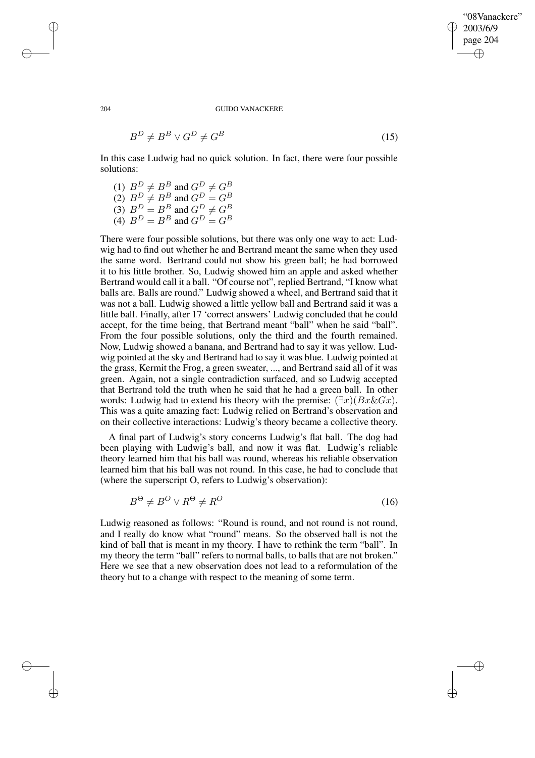$$B^D \neq B^B \vee G^D \neq G^B \tag{15}$$

In this case Ludwig had no quick solution. In fact, there were four possible solutions:

(1) $B^D \neq B^B$ and $G^D \neq G^B$
(2) $B^D \neq B^B$ and $G^D = G^B$
(3) $B^D = B^B$ and $G^D \neq G^B$
(4) $B^D = B^B$ and $G^D = G^B$

There were four possible solutions, but there was only one way to act: Ludwig had to find out whether he and Bertrand meant the same when they used the same word. Bertrand could not show his green ball; he had borrowed it to his little brother. So, Ludwig showed him an apple and asked whether Bertrand would call it a ball. "Of course not", replied Bertrand, "I know what balls are. Balls are round." Ludwig showed a wheel, and Bertrand said that it was not a ball. Ludwig showed a little yellow ball and Bertrand said it was a little ball. Finally, after 17 'correct answers' Ludwig concluded that he could accept, for the time being, that Bertrand meant "ball" when he said "ball". From the four possible solutions, only the third and the fourth remained. Now, Ludwig showed a banana, and Bertrand had to say it was yellow. Ludwig pointed at the sky and Bertrand had to say it was blue. Ludwig pointed at the grass, Kermit the Frog, a green sweater, ..., and Bertrand said all of it was green. Again, not a single contradiction surfaced, and so Ludwig accepted that Bertrand told the truth when he said that he had a green ball. In other words: Ludwig had to extend his theory with the premise: $(\exists x)(Bx \& Gx)$. This was a quite amazing fact: Ludwig relied on Bertrand's observation and on their collective interactions: Ludwig's theory became a collective theory.

A final part of Ludwig's story concerns Ludwig's flat ball. The dog had been playing with Ludwig's ball, and now it was flat. Ludwig's reliable theory learned him that his ball was round, whereas his reliable observation learned him that his ball was not round. In this case, he had to conclude that (where the superscript O, refers to Ludwig's observation):

$$B^\Theta \neq B^O \vee R^\Theta \neq R^O \tag{16}$$

Ludwig reasoned as follows: "Round is round, and not round is not round, and I really do know what "round" means. So the observed ball is not the kind of ball that is meant in my theory. I have to rethink the term "ball". In my theory the term "ball" refers to normal balls, to balls that are not broken." Here we see that a new observation does not lead to a reformulation of the theory but to a change with respect to the meaning of some term.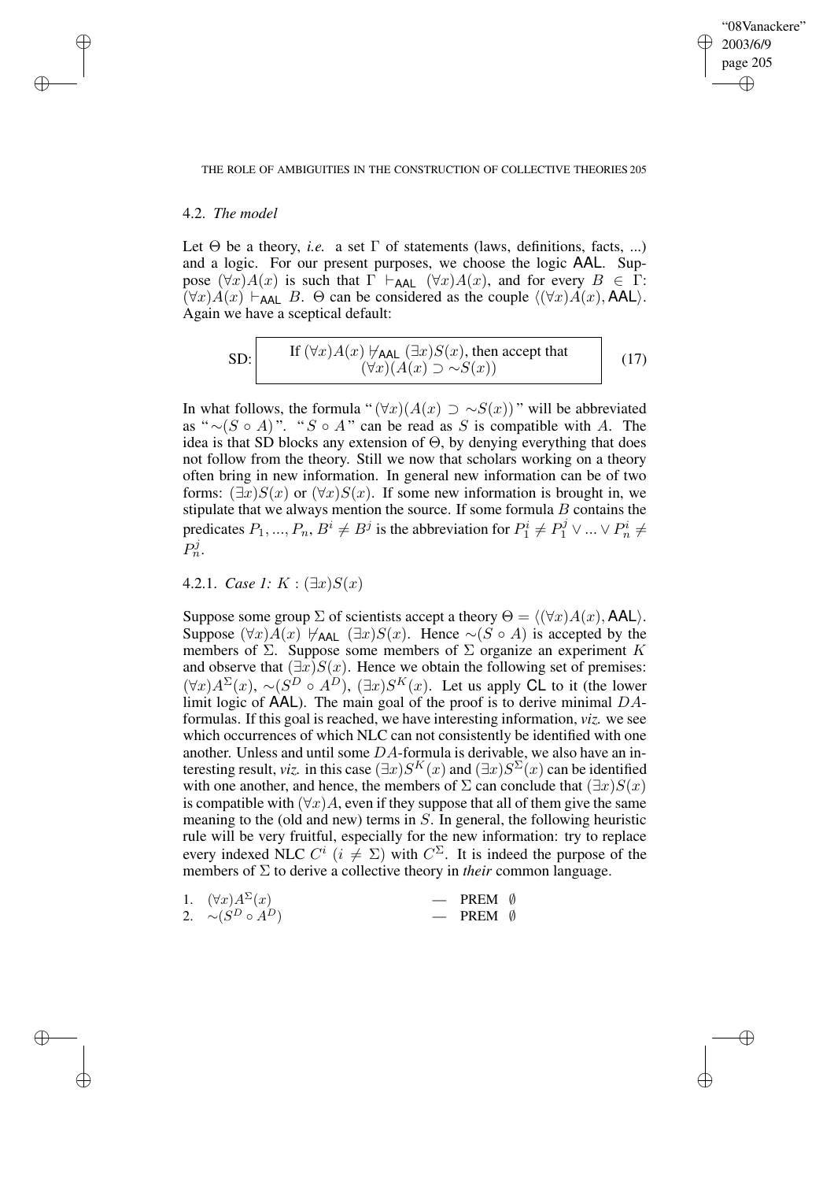### 4.2. *The model*

Let $\Theta$ be a theory, *i.e.* a set $\Gamma$ of statements (laws, definitions, facts, ...) and a logic. For our present purposes, we choose the logic AAL. Suppose $(\forall x)A(x)$ is such that $\Gamma \vdash_{\mathsf{AAL}} (\forall x)A(x)$, and for every $B \in \Gamma$: $(\forall x)A(x) \vdash_{\mathsf{AAL}} B$. $\Theta$ can be considered as the couple $\langle (\forall x)A(x), \mathsf{AAL}\rangle$. Again we have a sceptical default:

$$\text{SD: } \boxed{\text{If } (\forall x)A(x) \nvdash_{\mathsf{AAL}} (\exists x)S(x)\text{, then accept that } (\forall x)(A(x) \supset \sim S(x))} \tag{17}$$

In what follows, the formula "$(\forall x)(A(x) \supset \sim S(x))$" will be abbreviated as "$\sim(S \circ A)$". "$S \circ A$" can be read as $S$ is compatible with $A$. The idea is that SD blocks any extension of $\Theta$, by denying everything that does not follow from the theory. Still we now that scholars working on a theory often bring in new information. In general new information can be of two forms: $(\exists x)S(x)$ or $(\forall x)S(x)$. If some new information is brought in, we stipulate that we always mention the source. If some formula $B$ contains the predicates $P_1, ..., P_n$, $B^i \neq B^j$ is the abbreviation for $P_1^i \neq P_1^j \vee ... \vee P_n^i \neq P_n^j$.

#### 4.2.1. *Case 1:* $K : (\exists x)S(x)$

Suppose some group $\Sigma$ of scientists accept a theory $\Theta = \langle (\forall x)A(x), \mathsf{AAL}\rangle$. Suppose $(\forall x)A(x) \nvdash_{\mathsf{AAL}} (\exists x)S(x)$. Hence $\sim(S \circ A)$ is accepted by the members of $\Sigma$. Suppose some members of $\Sigma$ organize an experiment $K$ and observe that $(\exists x)S(x)$. Hence we obtain the following set of premises: $(\forall x)A^{\Sigma}(x)$, $\sim(S^D \circ A^D)$, $(\exists x)S^K(x)$. Let us apply CL to it (the lower limit logic of AAL). The main goal of the proof is to derive minimal $DA$-formulas. If this goal is reached, we have interesting information, *viz.* we see which occurrences of which NLC can not consistently be identified with one another. Unless and until some $DA$-formula is derivable, we also have an interesting result, *viz.* in this case $(\exists x)S^K(x)$ and $(\exists x)S^{\Sigma}(x)$ can be identified with one another, and hence, the members of $\Sigma$ can conclude that $(\exists x)S(x)$ is compatible with $(\forall x)A$, even if they suppose that all of them give the same meaning to the (old and new) terms in $S$. In general, the following heuristic rule will be very fruitful, especially for the new information: try to replace every indexed NLC $C^i$ ($i \neq \Sigma$) with $C^{\Sigma}$. It is indeed the purpose of the members of $\Sigma$ to derive a collective theory in *their* common language.

| | | | |
|---|---|---|---|
| 1. | $(\forall x)A^{\Sigma}(x)$ | — PREM | $\emptyset$ |
| 2. | $\sim(S^D \circ A^D)$ | — PREM | $\emptyset$ |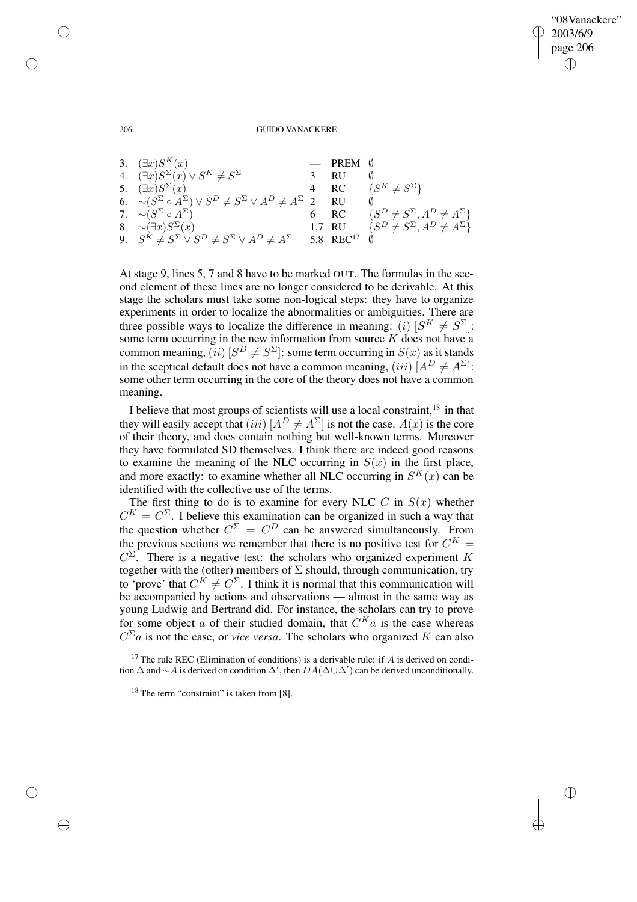| | | | |
|---|---|---|---|
| 3. $(\exists x)S^K(x)$ | — | PREM | $\emptyset$ |
| 4. $(\exists x)S^\Sigma(x) \vee S^K \neq S^\Sigma$ | 3 | RU | $\emptyset$ |
| 5. $(\exists x)S^\Sigma(x)$ | 4 | RC | $\{S^K \neq S^\Sigma\}$ |
| 6. $\sim(S^\Sigma \circ A^\Sigma) \vee S^D \neq S^\Sigma \vee A^D \neq A^\Sigma$ | 2 | RU | $\emptyset$ |
| 7. $\sim(S^\Sigma \circ A^\Sigma)$ | 6 | RC | $\{S^D \neq S^\Sigma, A^D \neq A^\Sigma\}$ |
| 8. $\sim(\exists x)S^\Sigma(x)$ | 1,7 | RU | $\{S^D \neq S^\Sigma, A^D \neq A^\Sigma\}$ |
| 9. $S^K \neq S^\Sigma \vee S^D \neq S^\Sigma \vee A^D \neq A^\Sigma$ | 5,8 | REC[17] | $\emptyset$ |

At stage 9, lines 5, 7 and 8 have to be marked OUT. The formulas in the second element of these lines are no longer considered to be derivable. At this stage the scholars must take some non-logical steps: they have to organize experiments in order to localize the abnormalities or ambiguities. There are three possible ways to localize the difference in meaning: $(i)$ $[S^K \neq S^\Sigma]$: some term occurring in the new information from source $K$ does not have a common meaning, $(ii)$ $[S^D \neq S^\Sigma]$: some term occurring in $S(x)$ as it stands in the sceptical default does not have a common meaning, $(iii)$ $[A^D \neq A^\Sigma]$: some other term occurring in the core of the theory does not have a common meaning.

I believe that most groups of scientists will use a local constraint,[18] in that they will easily accept that $(iii)$ $[A^D \neq A^\Sigma]$ is not the case. $A(x)$ is the core of their theory, and does contain nothing but well-known terms. Moreover they have formulated SD themselves. I think there are indeed good reasons to examine the meaning of the NLC occurring in $S(x)$ in the first place, and more exactly: to examine whether all NLC occurring in $S^K(x)$ can be identified with the collective use of the terms.

The first thing to do is to examine for every NLC $C$ in $S(x)$ whether $C^K = C^\Sigma$. I believe this examination can be organized in such a way that the question whether $C^\Sigma = C^D$ can be answered simultaneously. From the previous sections we remember that there is no positive test for $C^K = C^\Sigma$. There is a negative test: the scholars who organized experiment $K$ together with the (other) members of $\Sigma$ should, through communication, try to 'prove' that $C^K \neq C^\Sigma$. I think it is normal that this communication will be accompanied by actions and observations — almost in the same way as young Ludwig and Bertrand did. For instance, the scholars can try to prove for some object $a$ of their studied domain, that $C^K a$ is the case whereas $C^\Sigma a$ is not the case, or *vice versa*. The scholars who organized $K$ can also

[17] The rule REC (Elimination of conditions) is a derivable rule: if $A$ is derived on condition $\Delta$ and $\sim A$ is derived on condition $\Delta'$, then $DA(\Delta \cup \Delta')$ can be derived unconditionally.

[18] The term "constraint" is taken from [8].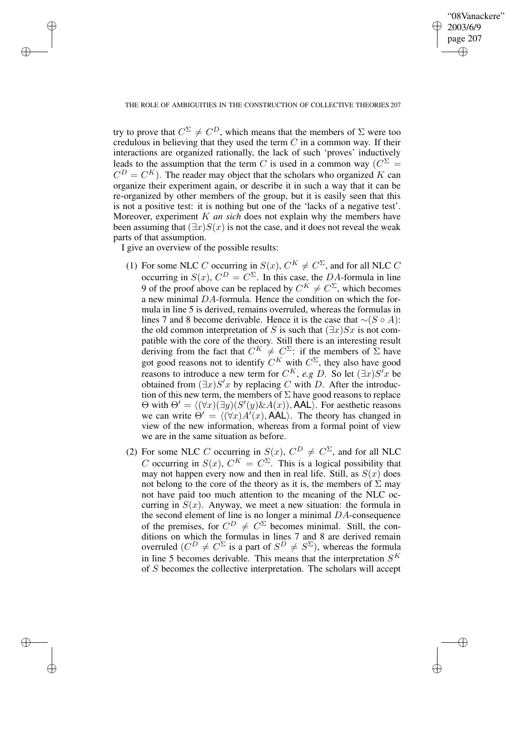try to prove that $C^\Sigma \neq C^D$, which means that the members of $\Sigma$ were too credulous in believing that they used the term $C$ in a common way. If their interactions are organized rationally, the lack of such 'proves' inductively leads to the assumption that the term $C$ is used in a common way ($C^\Sigma = C^D = C^K$). The reader may object that the scholars who organized $K$ can organize their experiment again, or describe it in such a way that it can be re-organized by other members of the group, but it is easily seen that this is not a positive test: it is nothing but one of the 'lacks of a negative test'. Moreover, experiment $K$ *an sich* does not explain why the members have been assuming that $(\exists x)S(x)$ is not the case, and it does not reveal the weak parts of that assumption.

I give an overview of the possible results:

(1) For some NLC $C$ occurring in $S(x)$, $C^K \neq C^\Sigma$, and for all NLC $C$ occurring in $S(x)$, $C^D = C^\Sigma$. In this case, the $DA$-formula in line 9 of the proof above can be replaced by $C^K \neq C^\Sigma$, which becomes a new minimal $DA$-formula. Hence the condition on which the formula in line 5 is derived, remains overruled, whereas the formulas in lines 7 and 8 become derivable. Hence it is the case that $\sim(S \circ A)$: the old common interpretation of $S$ is such that $(\exists x)Sx$ is not compatible with the core of the theory. Still there is an interesting result deriving from the fact that $C^K \neq C^\Sigma$: if the members of $\Sigma$ have got good reasons not to identify $C^K$ with $C^\Sigma$, they also have good reasons to introduce a new term for $C^K$, *e.g* $D$. So let $(\exists x)S'x$ be obtained from $(\exists x)S'x$ by replacing $C$ with $D$. After the introduction of this new term, the members of $\Sigma$ have good reasons to replace $\Theta$ with $\Theta' = \langle(\forall x)(\exists y)(S'(y)\&A(x)), \mathsf{AAL}\rangle$. For aesthetic reasons we can write $\Theta' = \langle(\forall x)A'(x), \mathsf{AAL}\rangle$. The theory has changed in view of the new information, whereas from a formal point of view we are in the same situation as before.

(2) For some NLC $C$ occurring in $S(x)$, $C^D \neq C^\Sigma$, and for all NLC $C$ occurring in $S(x)$, $C^K = C^\Sigma$. This is a logical possibility that may not happen every now and then in real life. Still, as $S(x)$ does not belong to the core of the theory as it is, the members of $\Sigma$ may not have paid too much attention to the meaning of the NLC occurring in $S(x)$. Anyway, we meet a new situation: the formula in the second element of line is no longer a minimal $DA$-consequence of the premises, for $C^D \neq C^\Sigma$ becomes minimal. Still, the conditions on which the formulas in lines 7 and 8 are derived remain overruled ($C^D \neq C^\Sigma$ is a part of $S^D \neq S^\Sigma$), whereas the formula in line 5 becomes derivable. This means that the interpretation $S^K$ of $S$ becomes the collective interpretation. The scholars will accept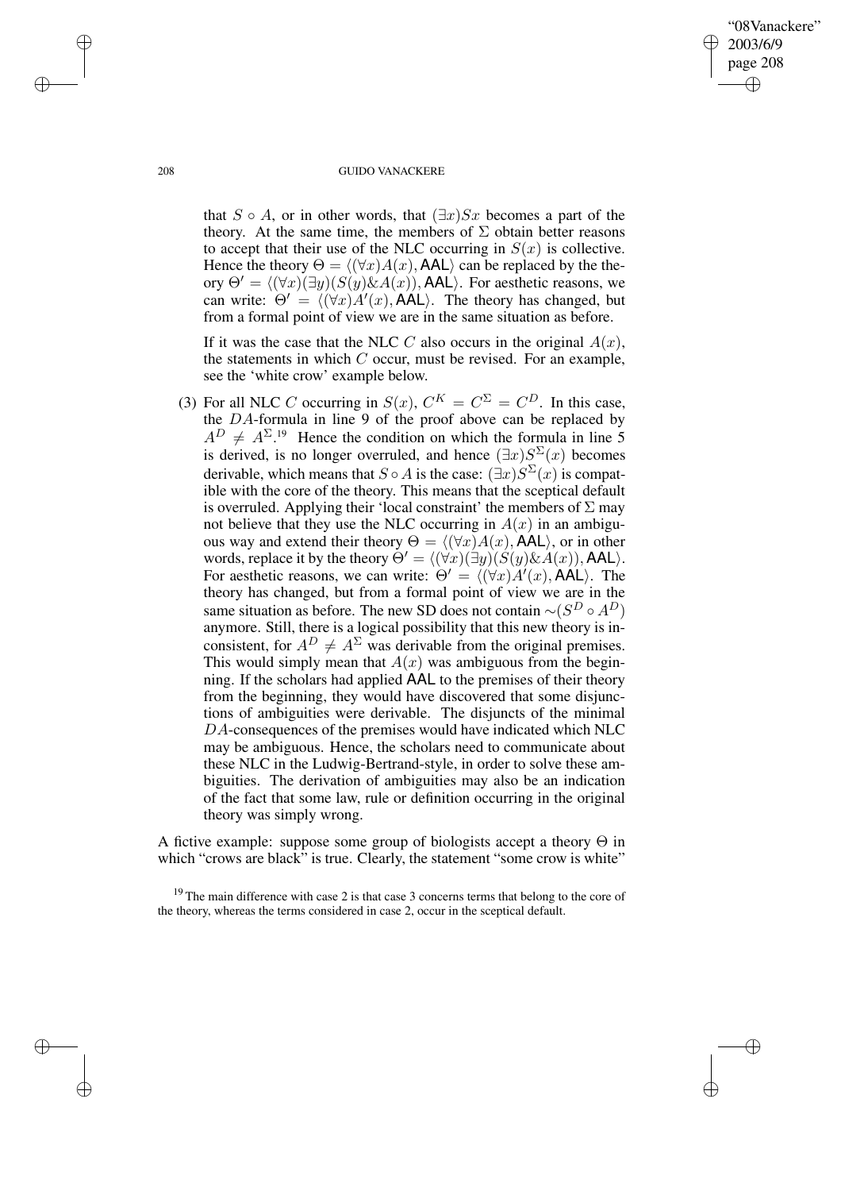that $S \circ A$, or in other words, that $(\exists x)Sx$ becomes a part of the theory. At the same time, the members of $\Sigma$ obtain better reasons to accept that their use of the NLC occurring in $S(x)$ is collective. Hence the theory $\Theta = \langle (\forall x)A(x), \mathsf{AAL}\rangle$ can be replaced by the theory $\Theta' = \langle (\forall x)(\exists y)(S(y) \& A(x)), \mathsf{AAL}\rangle$. For aesthetic reasons, we can write: $\Theta' = \langle (\forall x)A'(x), \mathsf{AAL}\rangle$. The theory has changed, but from a formal point of view we are in the same situation as before.

If it was the case that the NLC $C$ also occurs in the original $A(x)$, the statements in which $C$ occur, must be revised. For an example, see the 'white crow' example below.

(3) For all NLC $C$ occurring in $S(x)$, $C^K = C^\Sigma = C^D$. In this case, the $DA$-formula in line 9 of the proof above can be replaced by $A^D \neq A^\Sigma$.[19] Hence the condition on which the formula in line 5 is derived, is no longer overruled, and hence $(\exists x)S^\Sigma(x)$ becomes derivable, which means that $S \circ A$ is the case: $(\exists x)S^\Sigma(x)$ is compatible with the core of the theory. This means that the sceptical default is overruled. Applying their 'local constraint' the members of $\Sigma$ may not believe that they use the NLC occurring in $A(x)$ in an ambiguous way and extend their theory $\Theta = \langle (\forall x)A(x), \mathsf{AAL}\rangle$, or in other words, replace it by the theory $\Theta' = \langle (\forall x)(\exists y)(S(y) \& A(x)), \mathsf{AAL}\rangle$. For aesthetic reasons, we can write: $\Theta' = \langle (\forall x)A'(x), \mathsf{AAL}\rangle$. The theory has changed, but from a formal point of view we are in the same situation as before. The new SD does not contain $\sim(S^D \circ A^D)$ anymore. Still, there is a logical possibility that this new theory is inconsistent, for $A^D \neq A^\Sigma$ was derivable from the original premises. This would simply mean that $A(x)$ was ambiguous from the beginning. If the scholars had applied $\mathsf{AAL}$ to the premises of their theory from the beginning, they would have discovered that some disjunctions of ambiguities were derivable. The disjuncts of the minimal $DA$-consequences of the premises would have indicated which NLC may be ambiguous. Hence, the scholars need to communicate about these NLC in the Ludwig-Bertrand-style, in order to solve these ambiguities. The derivation of ambiguities may also be an indication of the fact that some law, rule or definition occurring in the original theory was simply wrong.

A fictive example: suppose some group of biologists accept a theory $\Theta$ in which "crows are black" is true. Clearly, the statement "some crow is white"

[19] The main difference with case 2 is that case 3 concerns terms that belong to the core of the theory, whereas the terms considered in case 2, occur in the sceptical default.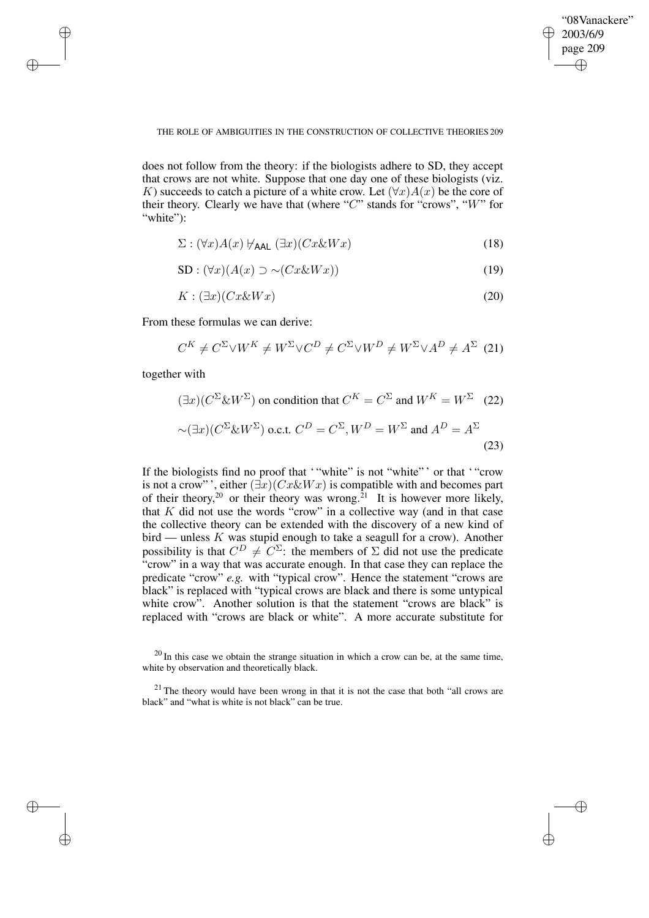does not follow from the theory: if the biologists adhere to SD, they accept that crows are not white. Suppose that one day one of these biologists (viz. $K$) succeeds to catch a picture of a white crow. Let $(\forall x)A(x)$ be the core of their theory. Clearly we have that (where "$C$" stands for "crows", "$W$" for "white"):

$$\Sigma : (\forall x)A(x) \nvdash_{\mathsf{AAL}} (\exists x)(Cx \& Wx) \tag{18}$$

$$\text{SD} : (\forall x)(A(x) \supset \sim(Cx \& Wx)) \tag{19}$$

$$K : (\exists x)(Cx \& Wx) \tag{20}$$

From these formulas we can derive:

$$C^K \neq C^\Sigma \vee W^K \neq W^\Sigma \vee C^D \neq C^\Sigma \vee W^D \neq W^\Sigma \vee A^D \neq A^\Sigma \tag{21}$$

together with

$$(\exists x)(C^\Sigma \& W^\Sigma) \text{ on condition that } C^K = C^\Sigma \text{ and } W^K = W^\Sigma \tag{22}$$

$$\sim(\exists x)(C^\Sigma \& W^\Sigma) \text{ o.c.t. } C^D = C^\Sigma, W^D = W^\Sigma \text{ and } A^D = A^\Sigma \tag{23}$$

If the biologists find no proof that ' "white" is not "white" ' or that ' "crow is not a crow" ', either $(\exists x)(Cx \& Wx)$ is compatible with and becomes part of their theory,[20] or their theory was wrong.[21] It is however more likely, that $K$ did not use the words "crow" in a collective way (and in that case the collective theory can be extended with the discovery of a new kind of bird — unless $K$ was stupid enough to take a seagull for a crow). Another possibility is that $C^D \neq C^\Sigma$: the members of $\Sigma$ did not use the predicate "crow" in a way that was accurate enough. In that case they can replace the predicate "crow" *e.g.* with "typical crow". Hence the statement "crows are black" is replaced with "typical crows are black and there is some untypical white crow". Another solution is that the statement "crows are black" is replaced with "crows are black or white". A more accurate substitute for

[20] In this case we obtain the strange situation in which a crow can be, at the same time, white by observation and theoretically black.

[21] The theory would have been wrong in that it is not the case that both "all crows are black" and "what is white is not black" can be true.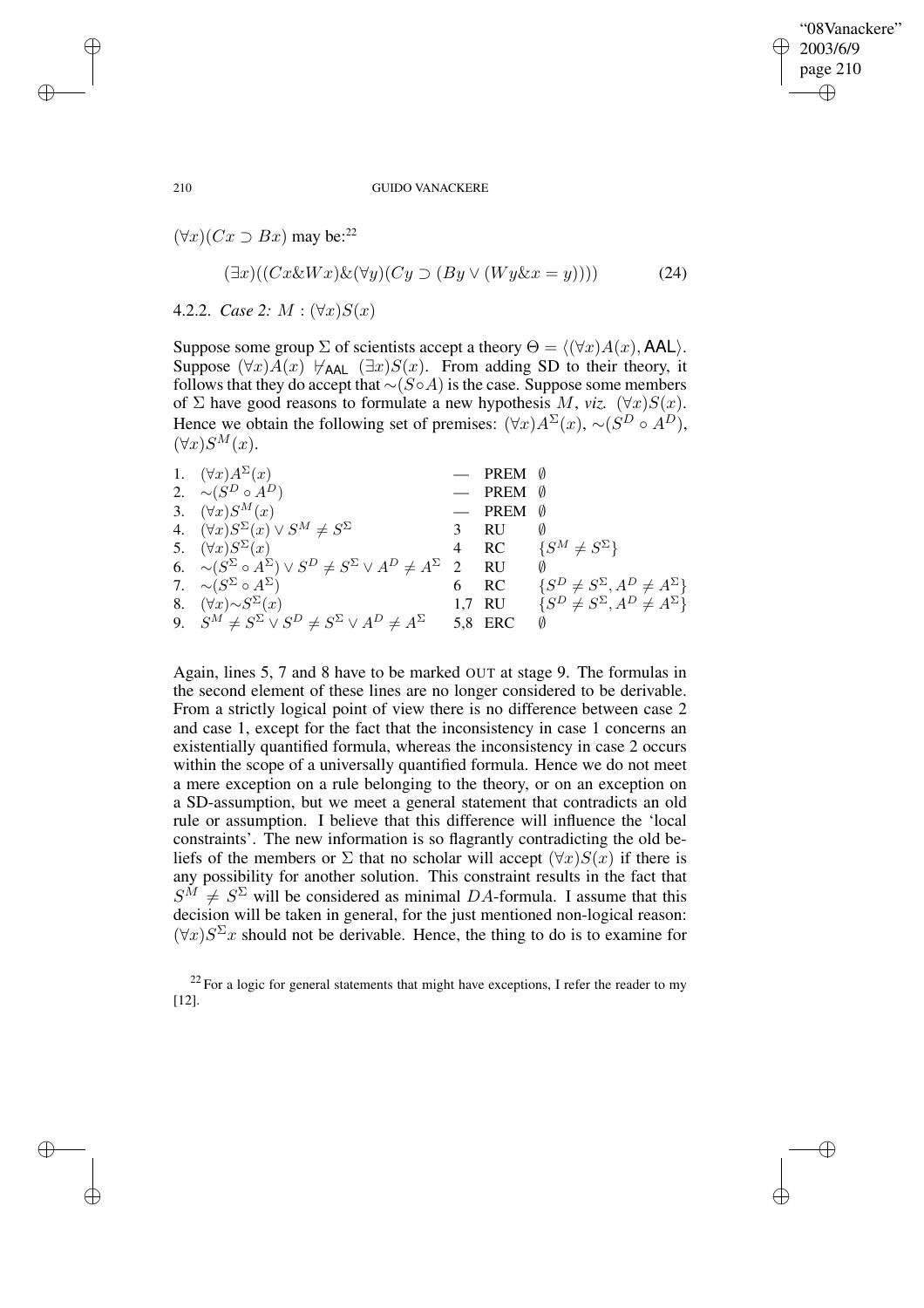$(\forall x)(Cx \supset Bx)$ may be:[22]

$$(\exists x)((Cx \& Wx) \& (\forall y)(Cy \supset (By \vee (Wy \& x = y)))) \tag{24}$$

4.2.2. *Case 2:* $M : (\forall x)S(x)$

Suppose some group $\Sigma$ of scientists accept a theory $\Theta = \langle(\forall x)A(x), \mathsf{AAL}\rangle$. Suppose $(\forall x)A(x) \nvdash_{\mathsf{AAL}} (\exists x)S(x)$. From adding SD to their theory, it follows that they do accept that $\sim(S \circ A)$ is the case. Suppose some members of $\Sigma$ have good reasons to formulate a new hypothesis $M$, *viz.* $(\forall x)S(x)$. Hence we obtain the following set of premises: $(\forall x)A^{\Sigma}(x)$, $\sim(S^D \circ A^D)$, $(\forall x)S^M(x)$.

| | | | | |
|---|---|---|---|---|
| 1. | $(\forall x)A^{\Sigma}(x)$ | — | PREM | $\emptyset$ |
| 2. | $\sim(S^D \circ A^D)$ | — | PREM | $\emptyset$ |
| 3. | $(\forall x)S^M(x)$ | — | PREM | $\emptyset$ |
| 4. | $(\forall x)S^{\Sigma}(x) \vee S^M \neq S^{\Sigma}$ | 3 | RU | $\emptyset$ |
| 5. | $(\forall x)S^{\Sigma}(x)$ | 4 | RC | $\{S^M \neq S^{\Sigma}\}$ |
| 6. | $\sim(S^{\Sigma} \circ A^{\Sigma}) \vee S^D \neq S^{\Sigma} \vee A^D \neq A^{\Sigma}$ | 2 | RU | $\emptyset$ |
| 7. | $\sim(S^{\Sigma} \circ A^{\Sigma})$ | 6 | RC | $\{S^D \neq S^{\Sigma}, A^D \neq A^{\Sigma}\}$ |
| 8. | $(\forall x)\sim S^{\Sigma}(x)$ | 1,7 | RU | $\{S^D \neq S^{\Sigma}, A^D \neq A^{\Sigma}\}$ |
| 9. | $S^M \neq S^{\Sigma} \vee S^D \neq S^{\Sigma} \vee A^D \neq A^{\Sigma}$ | 5,8 | ERC | $\emptyset$ |

Again, lines 5, 7 and 8 have to be marked OUT at stage 9. The formulas in the second element of these lines are no longer considered to be derivable. From a strictly logical point of view there is no difference between case 2 and case 1, except for the fact that the inconsistency in case 1 concerns an existentially quantified formula, whereas the inconsistency in case 2 occurs within the scope of a universally quantified formula. Hence we do not meet a mere exception on a rule belonging to the theory, or on an exception on a SD-assumption, but we meet a general statement that contradicts an old rule or assumption. I believe that this difference will influence the 'local constraints'. The new information is so flagrantly contradicting the old beliefs of the members or $\Sigma$ that no scholar will accept $(\forall x)S(x)$ if there is any possibility for another solution. This constraint results in the fact that $S^M \neq S^{\Sigma}$ will be considered as minimal $DA$-formula. I assume that this decision will be taken in general, for the just mentioned non-logical reason: $(\forall x)S^{\Sigma}x$ should not be derivable. Hence, the thing to do is to examine for

[22] For a logic for general statements that might have exceptions, I refer the reader to my [12].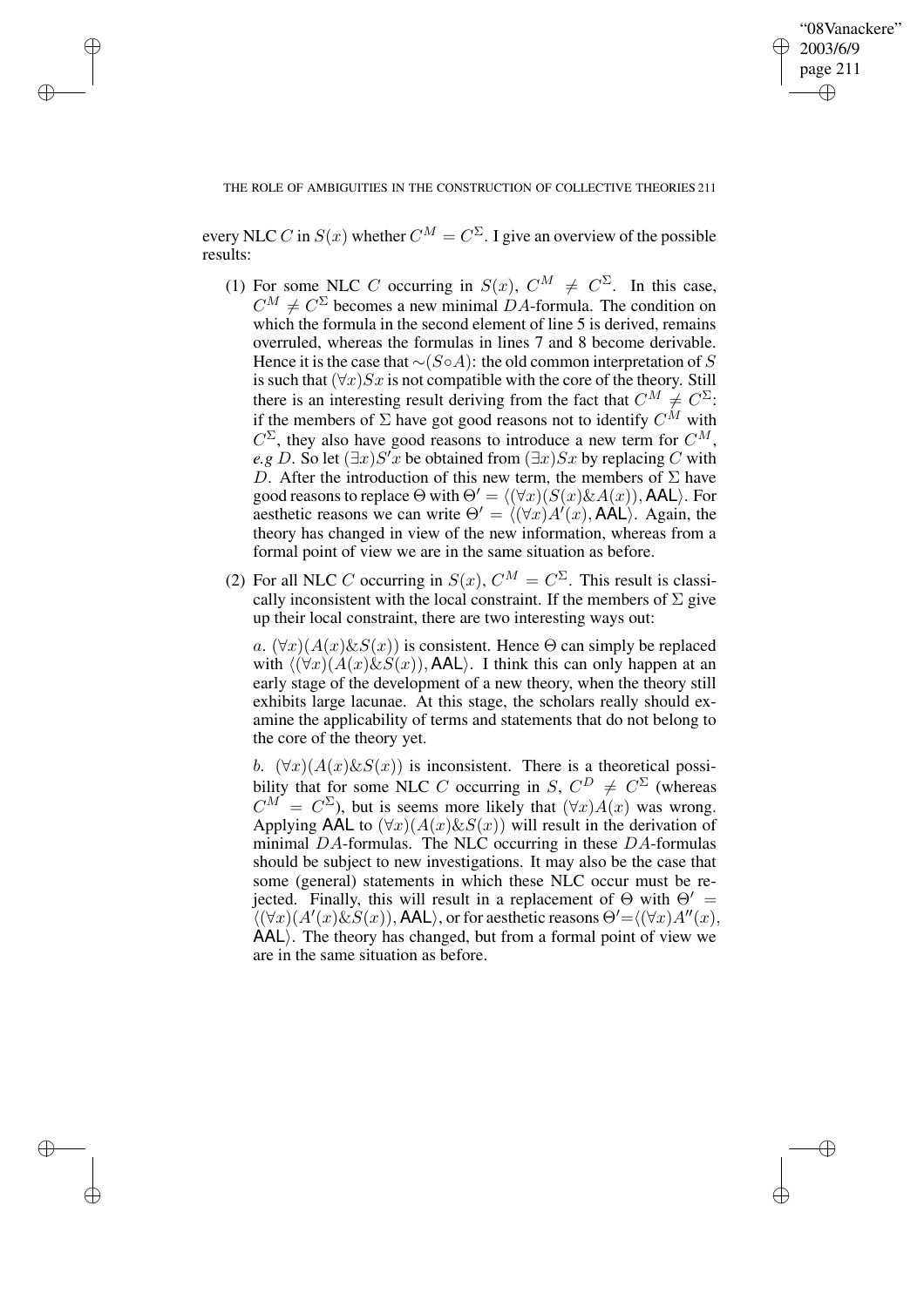every NLC $C$ in $S(x)$ whether $C^M = C^\Sigma$. I give an overview of the possible results:

(1) For some NLC $C$ occurring in $S(x)$, $C^M \neq C^\Sigma$. In this case, $C^M \neq C^\Sigma$ becomes a new minimal $DA$-formula. The condition on which the formula in the second element of line 5 is derived, remains overruled, whereas the formulas in lines 7 and 8 become derivable. Hence it is the case that $\sim(S \circ A)$: the old common interpretation of $S$ is such that $(\forall x)Sx$ is not compatible with the core of the theory. Still there is an interesting result deriving from the fact that $C^M \neq C^\Sigma$: if the members of $\Sigma$ have got good reasons not to identify $C^M$ with $C^\Sigma$, they also have good reasons to introduce a new term for $C^M$, *e.g* $D$. So let $(\exists x)S'x$ be obtained from $(\exists x)Sx$ by replacing $C$ with $D$. After the introduction of this new term, the members of $\Sigma$ have good reasons to replace $\Theta$ with $\Theta' = \langle(\forall x)(S(x)\&A(x)), \mathsf{AAL}\rangle$. For aesthetic reasons we can write $\Theta' = \langle(\forall x)A'(x), \mathsf{AAL}\rangle$. Again, the theory has changed in view of the new information, whereas from a formal point of view we are in the same situation as before.

(2) For all NLC $C$ occurring in $S(x)$, $C^M = C^\Sigma$. This result is classically inconsistent with the local constraint. If the members of $\Sigma$ give up their local constraint, there are two interesting ways out:

   *a.* $(\forall x)(A(x)\&S(x))$ is consistent. Hence $\Theta$ can simply be replaced with $\langle(\forall x)(A(x)\&S(x)), \mathsf{AAL}\rangle$. I think this can only happen at an early stage of the development of a new theory, when the theory still exhibits large lacunae. At this stage, the scholars really should examine the applicability of terms and statements that do not belong to the core of the theory yet.

   *b.* $(\forall x)(A(x)\&S(x))$ is inconsistent. There is a theoretical possibility that for some NLC $C$ occurring in $S$, $C^D \neq C^\Sigma$ (whereas $C^M = C^\Sigma$), but is seems more likely that $(\forall x)A(x)$ was wrong. Applying $\mathsf{AAL}$ to $(\forall x)(A(x)\&S(x))$ will result in the derivation of minimal $DA$-formulas. The NLC occurring in these $DA$-formulas should be subject to new investigations. It may also be the case that some (general) statements in which these NLC occur must be rejected. Finally, this will result in a replacement of $\Theta$ with $\Theta' = \langle(\forall x)(A'(x)\&S(x)), \mathsf{AAL}\rangle$, or for aesthetic reasons $\Theta' = \langle(\forall x)A''(x), \mathsf{AAL}\rangle$. The theory has changed, but from a formal point of view we are in the same situation as before.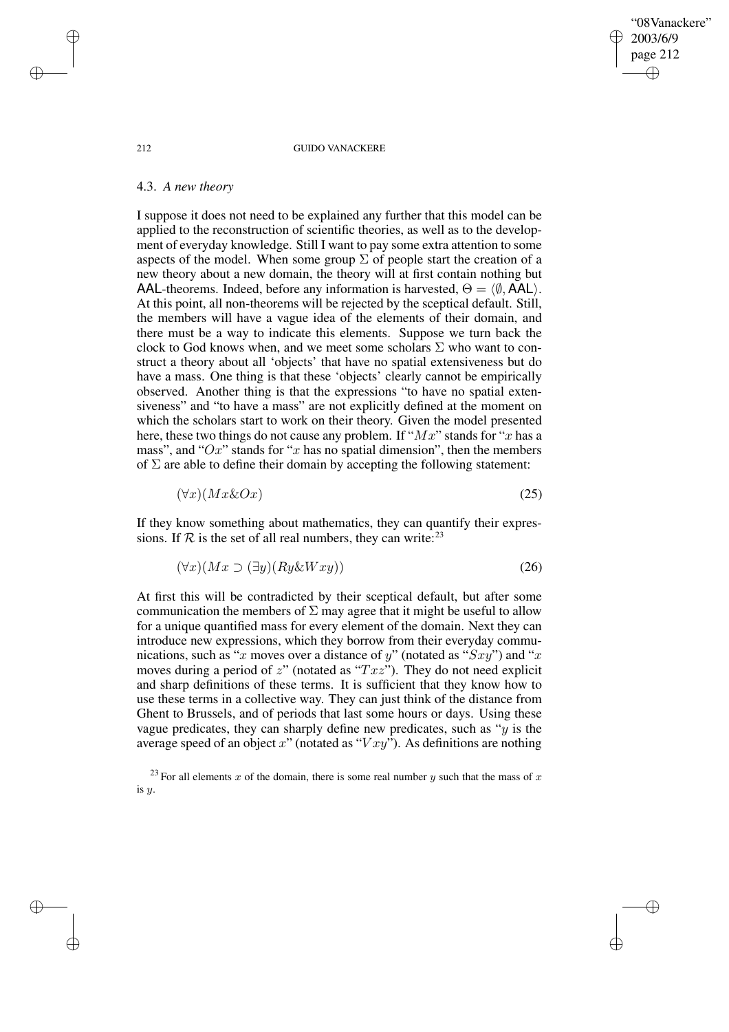### 4.3. *A new theory*

I suppose it does not need to be explained any further that this model can be applied to the reconstruction of scientific theories, as well as to the development of everyday knowledge. Still I want to pay some extra attention to some aspects of the model. When some group $\Sigma$ of people start the creation of a new theory about a new domain, the theory will at first contain nothing but AAL-theorems. Indeed, before any information is harvested, $\Theta = \langle \emptyset, \mathsf{AAL} \rangle$. At this point, all non-theorems will be rejected by the sceptical default. Still, the members will have a vague idea of the elements of their domain, and there must be a way to indicate this elements. Suppose we turn back the clock to God knows when, and we meet some scholars $\Sigma$ who want to construct a theory about all 'objects' that have no spatial extensiveness but do have a mass. One thing is that these 'objects' clearly cannot be empirically observed. Another thing is that the expressions "to have no spatial extensiveness" and "to have a mass" are not explicitly defined at the moment on which the scholars start to work on their theory. Given the model presented here, these two things do not cause any problem. If "$Mx$" stands for "$x$ has a mass", and "$Ox$" stands for "$x$ has no spatial dimension", then the members of $\Sigma$ are able to define their domain by accepting the following statement:

$$(\forall x)(Mx \& Ox) \tag{25}$$

If they know something about mathematics, they can quantify their expressions. If $\mathcal{R}$ is the set of all real numbers, they can write:[23]

$$(\forall x)(Mx \supset (\exists y)(Ry \& Wxy)) \tag{26}$$

At first this will be contradicted by their sceptical default, but after some communication the members of $\Sigma$ may agree that it might be useful to allow for a unique quantified mass for every element of the domain. Next they can introduce new expressions, which they borrow from their everyday communications, such as "$x$ moves over a distance of $y$" (notated as "$Sxy$") and "$x$ moves during a period of $z$" (notated as "$Txz$"). They do not need explicit and sharp definitions of these terms. It is sufficient that they know how to use these terms in a collective way. They can just think of the distance from Ghent to Brussels, and of periods that last some hours or days. Using these vague predicates, they can sharply define new predicates, such as "$y$ is the average speed of an object $x$" (notated as "$Vxy$"). As definitions are nothing

[23] For all elements $x$ of the domain, there is some real number $y$ such that the mass of $x$ is $y$.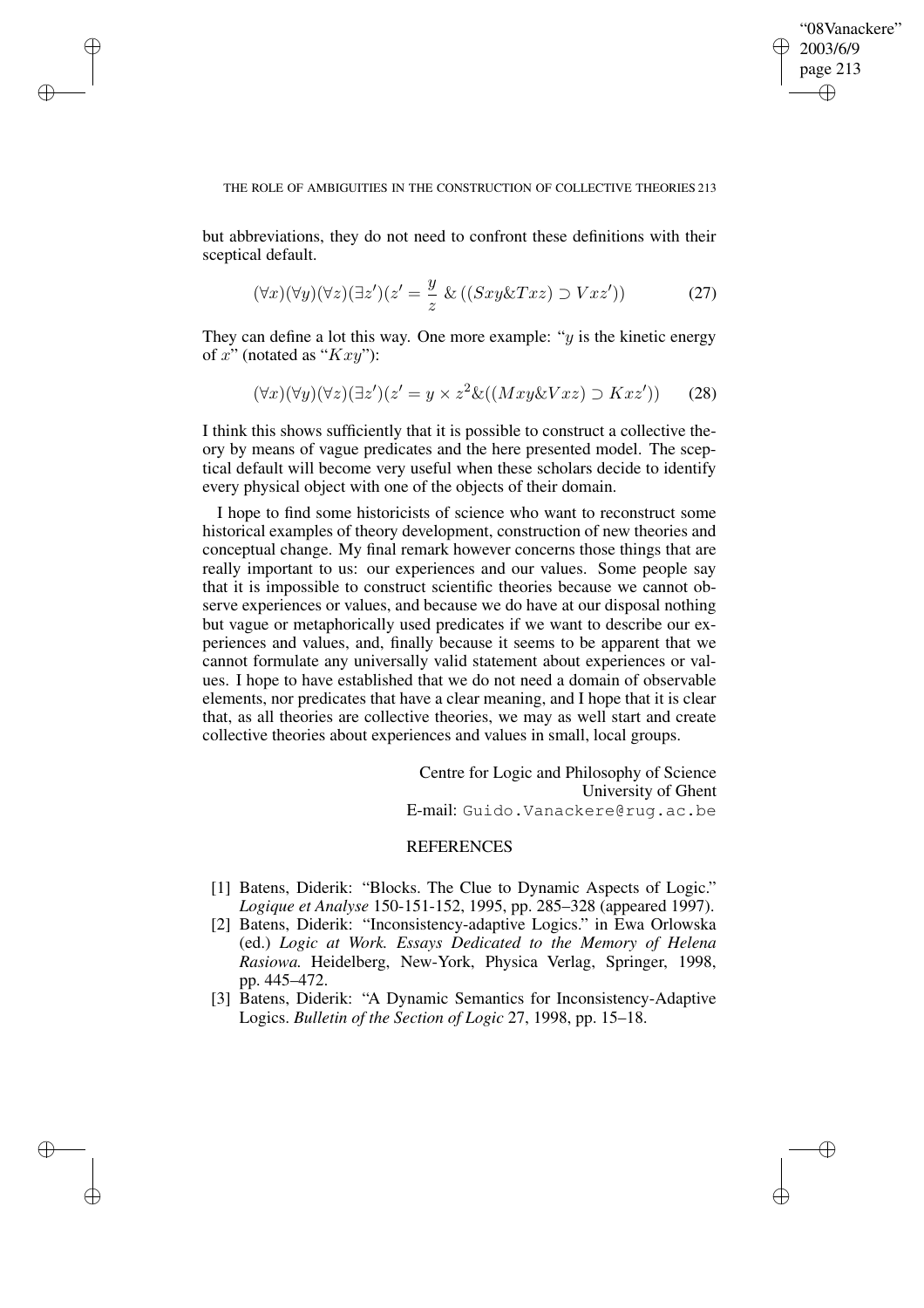but abbreviations, they do not need to confront these definitions with their sceptical default.

$$(\forall x)(\forall y)(\forall z)(\exists z')(z' = \frac{y}{z} \;\&\; ((Sxy \& Txz) \supset Vxz')) \tag{27}$$

They can define a lot this way. One more example: "$y$ is the kinetic energy of $x$" (notated as "$Kxy$"):

$$(\forall x)(\forall y)(\forall z)(\exists z')(z' = y \times z^2 \& ((Mxy \& Vxz) \supset Kxz')) \tag{28}$$

I think this shows sufficiently that it is possible to construct a collective theory by means of vague predicates and the here presented model. The sceptical default will become very useful when these scholars decide to identify every physical object with one of the objects of their domain.

I hope to find some historicists of science who want to reconstruct some historical examples of theory development, construction of new theories and conceptual change. My final remark however concerns those things that are really important to us: our experiences and our values. Some people say that it is impossible to construct scientific theories because we cannot observe experiences or values, and because we do have at our disposal nothing but vague or metaphorically used predicates if we want to describe our experiences and values, and, finally because it seems to be apparent that we cannot formulate any universally valid statement about experiences or values. I hope to have established that we do not need a domain of observable elements, nor predicates that have a clear meaning, and I hope that it is clear that, as all theories are collective theories, we may as well start and create collective theories about experiences and values in small, local groups.

Centre for Logic and Philosophy of Science
University of Ghent
E-mail: Guido.Vanackere@rug.ac.be

## REFERENCES

[1] Batens, Diderik: "Blocks. The Clue to Dynamic Aspects of Logic." *Logique et Analyse* 150-151-152, 1995, pp. 285–328 (appeared 1997).

[2] Batens, Diderik: "Inconsistency-adaptive Logics." in Ewa Orlowska (ed.) *Logic at Work. Essays Dedicated to the Memory of Helena Rasiowa.* Heidelberg, New-York, Physica Verlag, Springer, 1998, pp. 445–472.

[3] Batens, Diderik: "A Dynamic Semantics for Inconsistency-Adaptive Logics. *Bulletin of the Section of Logic* 27, 1998, pp. 15–18.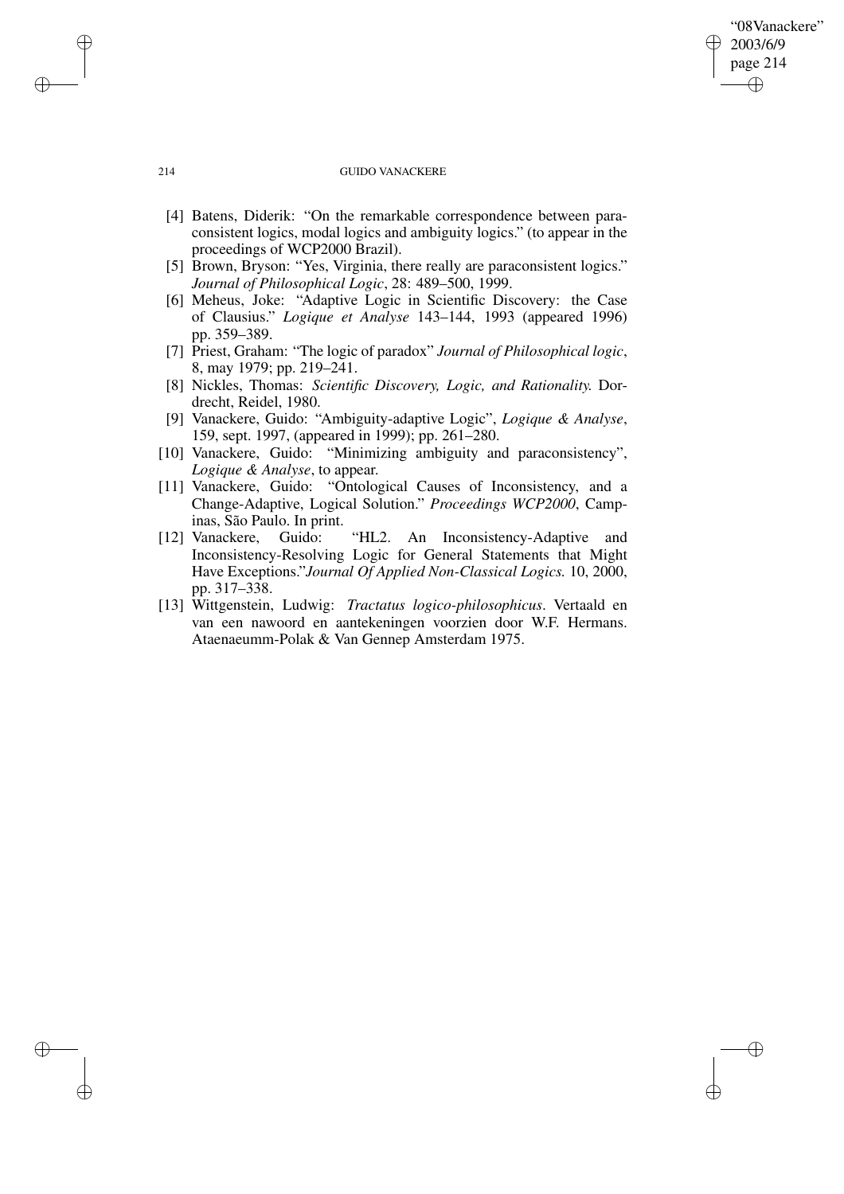[4] Batens, Diderik: "On the remarkable correspondence between paraconsistent logics, modal logics and ambiguity logics." (to appear in the proceedings of WCP2000 Brazil).

[5] Brown, Bryson: "Yes, Virginia, there really are paraconsistent logics." *Journal of Philosophical Logic*, 28: 489–500, 1999.

[6] Meheus, Joke: "Adaptive Logic in Scientific Discovery: the Case of Clausius." *Logique et Analyse* 143–144, 1993 (appeared 1996) pp. 359–389.

[7] Priest, Graham: "The logic of paradox" *Journal of Philosophical logic*, 8, may 1979; pp. 219–241.

[8] Nickles, Thomas: *Scientific Discovery, Logic, and Rationality.* Dordrecht, Reidel, 1980.

[9] Vanackere, Guido: "Ambiguity-adaptive Logic", *Logique & Analyse*, 159, sept. 1997, (appeared in 1999); pp. 261–280.

[10] Vanackere, Guido: "Minimizing ambiguity and paraconsistency", *Logique & Analyse*, to appear.

[11] Vanackere, Guido: "Ontological Causes of Inconsistency, and a Change-Adaptive, Logical Solution." *Proceedings WCP2000*, Campinas, São Paulo. In print.

[12] Vanackere, Guido: "HL2. An Inconsistency-Adaptive and Inconsistency-Resolving Logic for General Statements that Might Have Exceptions."*Journal Of Applied Non-Classical Logics.* 10, 2000, pp. 317–338.

[13] Wittgenstein, Ludwig: *Tractatus logico-philosophicus*. Vertaald en van een nawoord en aantekeningen voorzien door W.F. Hermans. Ataenaeumm-Polak & Van Gennep Amsterdam 1975.